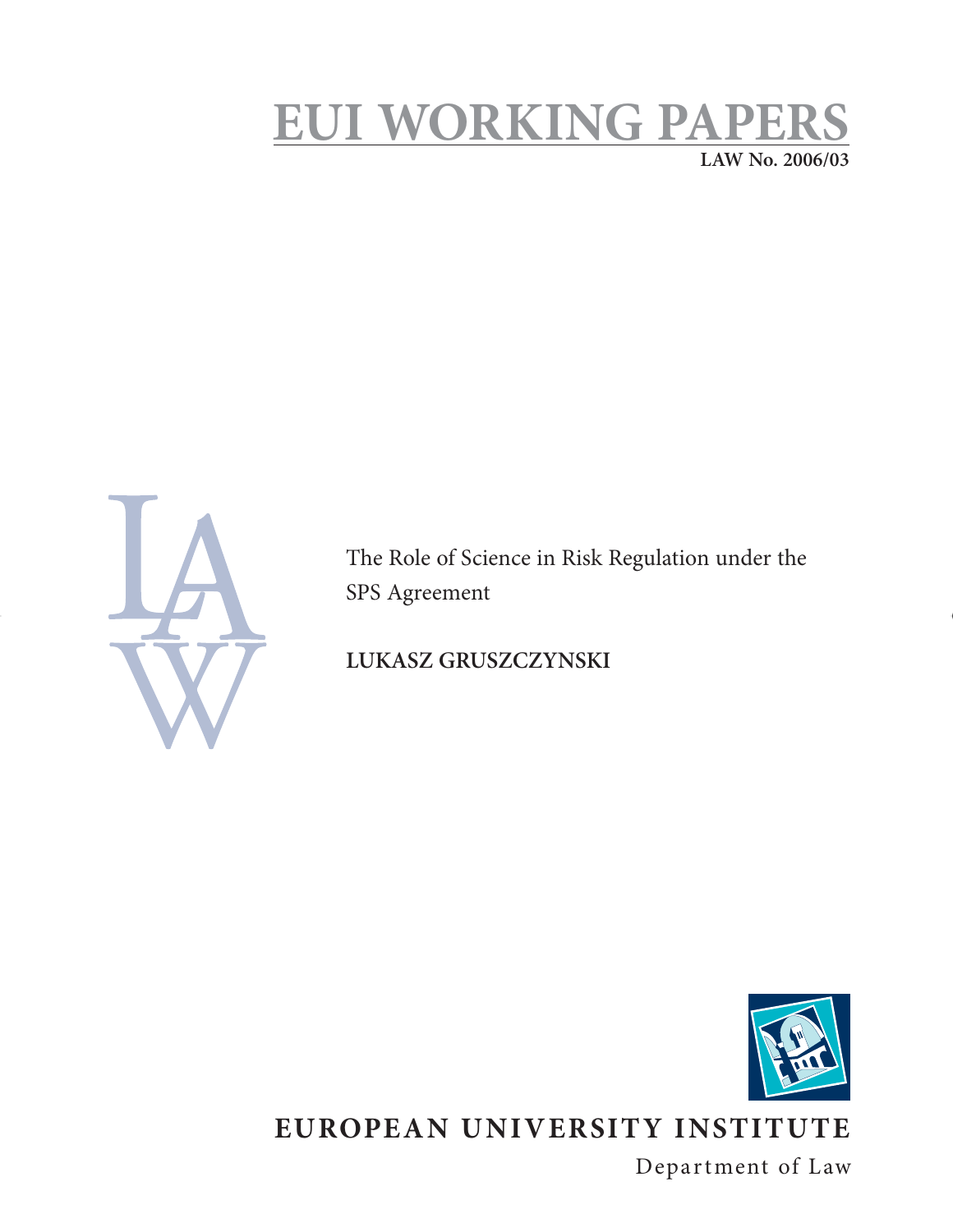# EUI WORKING PAPERS

**LAW No. 2006/03**

The Role of Science in Risk Regulation under the SPS Agreement

**LUKASZ GRUSZCZYNSKI**

**EUROPEAN UNIVERSITY INSTITUTE**

Department of Law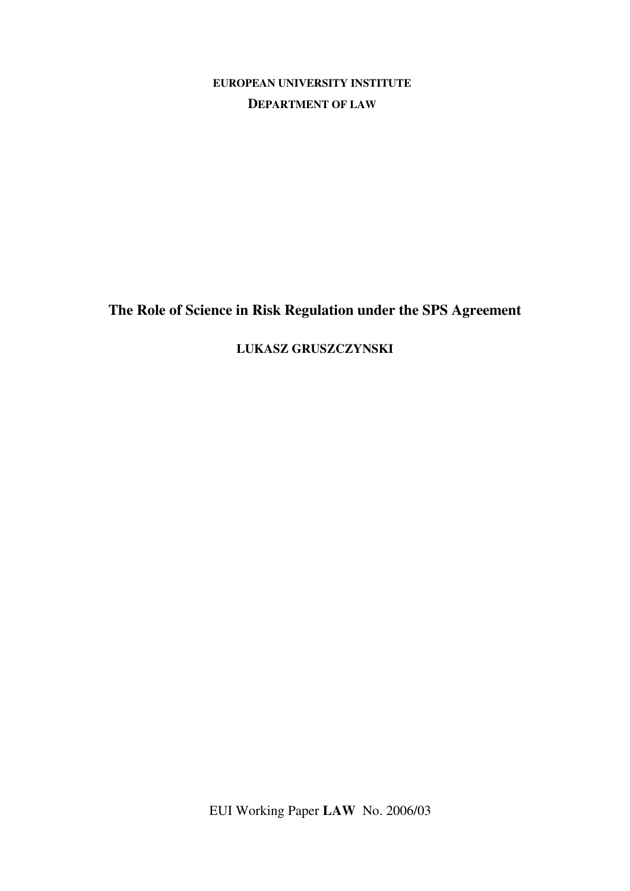**EUROPEAN UNIVERSITY INSTITUTE**

**DEPARTMENT OF LAW**

# The Role of Science in Risk Regulation under the SPS Agreement

**LUKASZ GRUSZCZYNSKI**

EUI Working Paper **LAW** No. 2006/03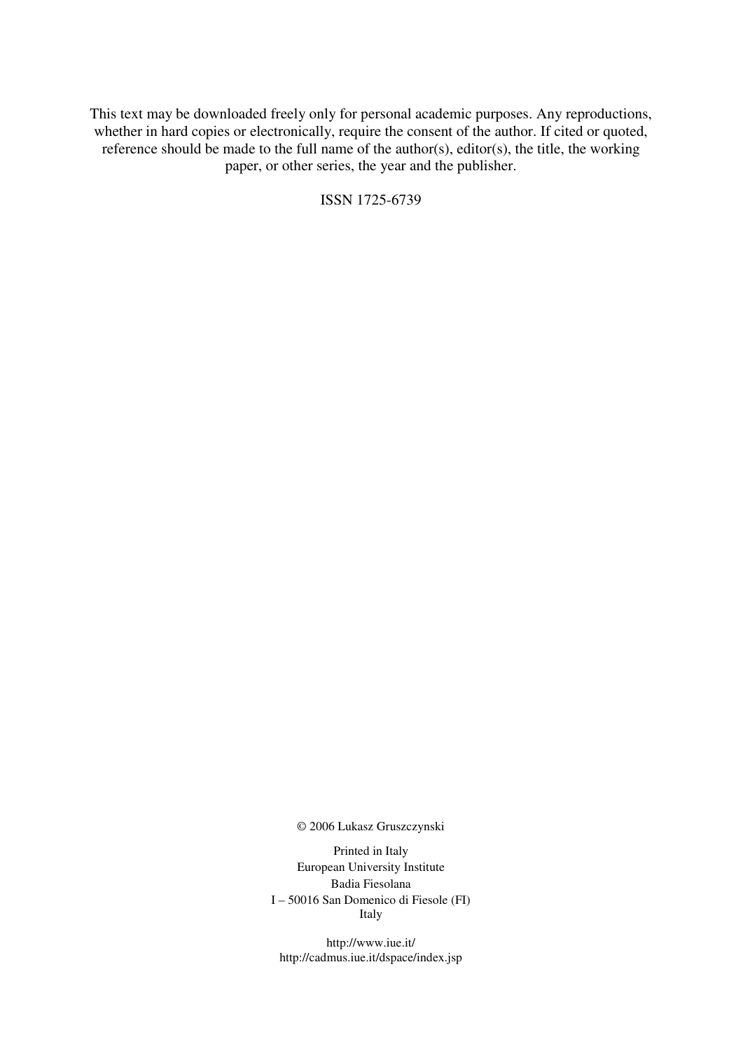This text may be downloaded freely only for personal academic purposes. Any reproductions, whether in hard copies or electronically, require the consent of the author. If cited or quoted, reference should be made to the full name of the author(s), editor(s), the title, the working paper, or other series, the year and the publisher.

ISSN 1725-6739

© 2006 Lukasz Gruszczynski

Printed in Italy
European University Institute
Badia Fiesolana
I – 50016 San Domenico di Fiesole (FI)
Italy

http://www.iue.it/
http://cadmus.iue.it/dspace/index.jsp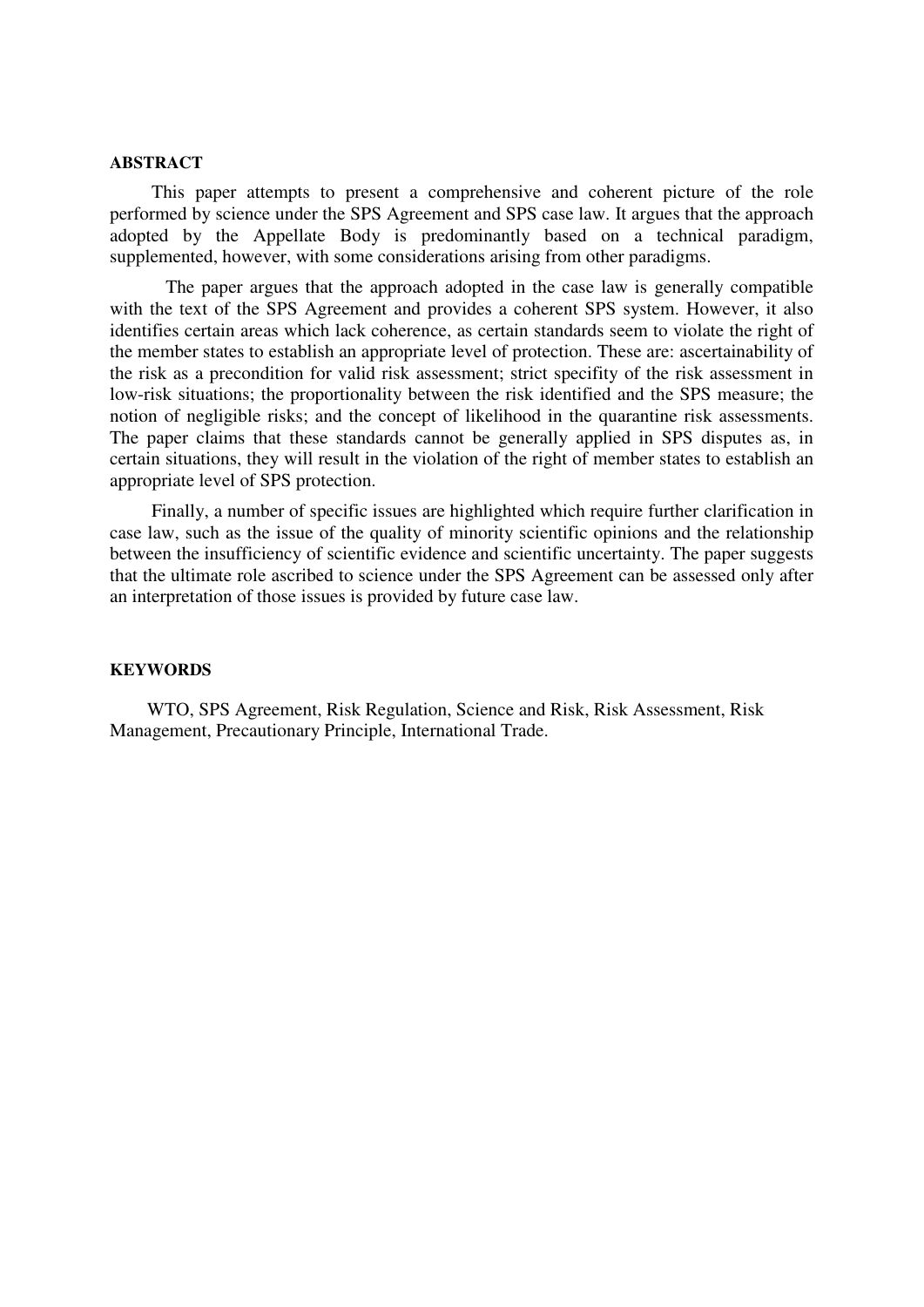## ABSTRACT

This paper attempts to present a comprehensive and coherent picture of the role performed by science under the SPS Agreement and SPS case law. It argues that the approach adopted by the Appellate Body is predominantly based on a technical paradigm, supplemented, however, with some considerations arising from other paradigms.

The paper argues that the approach adopted in the case law is generally compatible with the text of the SPS Agreement and provides a coherent SPS system. However, it also identifies certain areas which lack coherence, as certain standards seem to violate the right of the member states to establish an appropriate level of protection. These are: ascertainability of the risk as a precondition for valid risk assessment; strict specifity of the risk assessment in low-risk situations; the proportionality between the risk identified and the SPS measure; the notion of negligible risks; and the concept of likelihood in the quarantine risk assessments. The paper claims that these standards cannot be generally applied in SPS disputes as, in certain situations, they will result in the violation of the right of member states to establish an appropriate level of SPS protection.

Finally, a number of specific issues are highlighted which require further clarification in case law, such as the issue of the quality of minority scientific opinions and the relationship between the insufficiency of scientific evidence and scientific uncertainty. The paper suggests that the ultimate role ascribed to science under the SPS Agreement can be assessed only after an interpretation of those issues is provided by future case law.

## KEYWORDS

WTO, SPS Agreement, Risk Regulation, Science and Risk, Risk Assessment, Risk Management, Precautionary Principle, International Trade.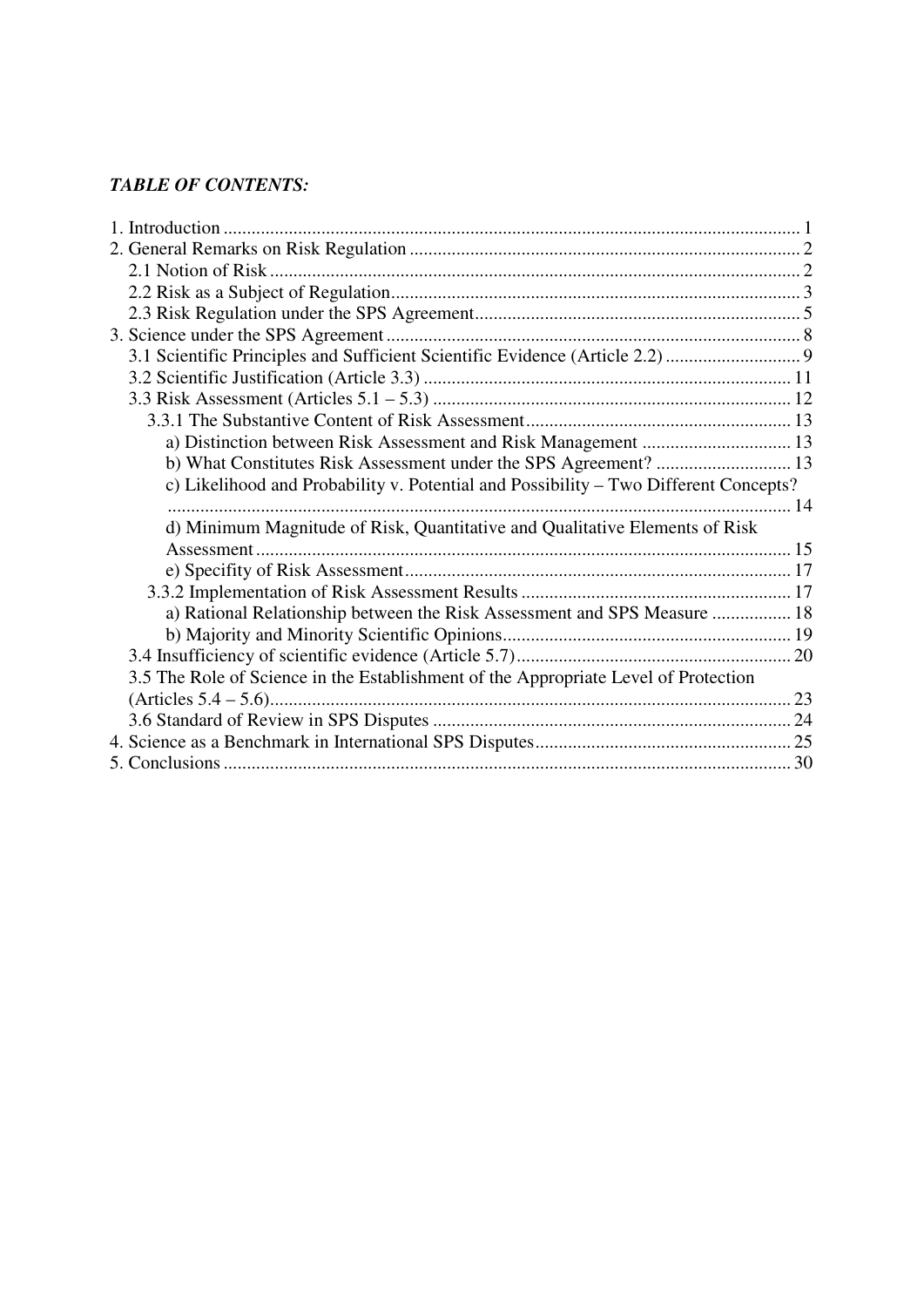***TABLE OF CONTENTS:***

1. Introduction ........................................................................................................... 1
2. General Remarks on Risk Regulation .................................................................... 2
   - 2.1 Notion of Risk ................................................................................................. 2
   - 2.2 Risk as a Subject of Regulation ....................................................................... 3
   - 2.3 Risk Regulation under the SPS Agreement ..................................................... 5
3. Science under the SPS Agreement ......................................................................... 8
   - 3.1 Scientific Principles and Sufficient Scientific Evidence (Article 2.2) ............................ 9
   - 3.2 Scientific Justification (Article 3.3) .............................................................. 11
   - 3.3 Risk Assessment (Articles 5.1 – 5.3) ............................................................ 12
     - 3.3.1 The Substantive Content of Risk Assessment ......................................... 13
       - a) Distinction between Risk Assessment and Risk Management ................................ 13
       - b) What Constitutes Risk Assessment under the SPS Agreement? ............................. 13
       - c) Likelihood and Probability v. Potential and Possibility – Two Different Concepts? ..................................................................................................................... 14
       - d) Minimum Magnitude of Risk, Quantitative and Qualitative Elements of Risk Assessment ................................................................................................... 15
       - e) Specifity of Risk Assessment .................................................................. 17
     - 3.3.2 Implementation of Risk Assessment Results .......................................... 17
       - a) Rational Relationship between the Risk Assessment and SPS Measure ................. 18
       - b) Majority and Minority Scientific Opinions ............................................. 19
   - 3.4 Insufficiency of scientific evidence (Article 5.7) ........................................... 20
   - 3.5 The Role of Science in the Establishment of the Appropriate Level of Protection (Articles 5.4 – 5.6) ............................................................................................... 23
   - 3.6 Standard of Review in SPS Disputes ............................................................ 24
4. Science as a Benchmark in International SPS Disputes ....................................... 25
5. Conclusions ......................................................................................................... 30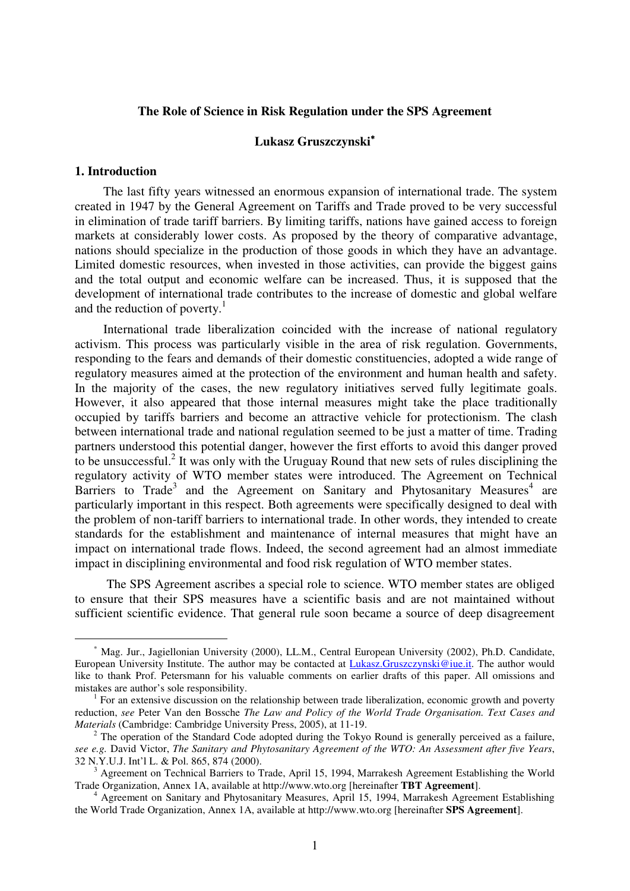**The Role of Science in Risk Regulation under the SPS Agreement**

**Lukasz Gruszczynski**[*]

## 1. Introduction

The last fifty years witnessed an enormous expansion of international trade. The system created in 1947 by the General Agreement on Tariffs and Trade proved to be very successful in elimination of trade tariff barriers. By limiting tariffs, nations have gained access to foreign markets at considerably lower costs. As proposed by the theory of comparative advantage, nations should specialize in the production of those goods in which they have an advantage. Limited domestic resources, when invested in those activities, can provide the biggest gains and the total output and economic welfare can be increased. Thus, it is supposed that the development of international trade contributes to the increase of domestic and global welfare and the reduction of poverty.[1]

International trade liberalization coincided with the increase of national regulatory activism. This process was particularly visible in the area of risk regulation. Governments, responding to the fears and demands of their domestic constituencies, adopted a wide range of regulatory measures aimed at the protection of the environment and human health and safety. In the majority of the cases, the new regulatory initiatives served fully legitimate goals. However, it also appeared that those internal measures might take the place traditionally occupied by tariffs barriers and become an attractive vehicle for protectionism. The clash between international trade and national regulation seemed to be just a matter of time. Trading partners understood this potential danger, however the first efforts to avoid this danger proved to be unsuccessful.[2] It was only with the Uruguay Round that new sets of rules disciplining the regulatory activity of WTO member states were introduced. The Agreement on Technical Barriers to Trade[3] and the Agreement on Sanitary and Phytosanitary Measures[4] are particularly important in this respect. Both agreements were specifically designed to deal with the problem of non-tariff barriers to international trade. In other words, they intended to create standards for the establishment and maintenance of internal measures that might have an impact on international trade flows. Indeed, the second agreement had an almost immediate impact in disciplining environmental and food risk regulation of WTO member states.

The SPS Agreement ascribes a special role to science. WTO member states are obliged to ensure that their SPS measures have a scientific basis and are not maintained without sufficient scientific evidence. That general rule soon became a source of deep disagreement

---

[*] Mag. Jur., Jagiellonian University (2000), LL.M., Central European University (2002), Ph.D. Candidate, European University Institute. The author may be contacted at Lukasz.Gruszczynski@iue.it. The author would like to thank Prof. Petersmann for his valuable comments on earlier drafts of this paper. All omissions and mistakes are author's sole responsibility.

[1] For an extensive discussion on the relationship between trade liberalization, economic growth and poverty reduction, *see* Peter Van den Bossche *The Law and Policy of the World Trade Organisation. Text Cases and Materials* (Cambridge: Cambridge University Press, 2005), at 11-19.

[2] The operation of the Standard Code adopted during the Tokyo Round is generally perceived as a failure, *see e.g.* David Victor, *The Sanitary and Phytosanitary Agreement of the WTO: An Assessment after five Years*, 32 N.Y.U.J. Int'l L. & Pol. 865, 874 (2000).

[3] Agreement on Technical Barriers to Trade, April 15, 1994, Marrakesh Agreement Establishing the World Trade Organization, Annex 1A, available at http://www.wto.org [hereinafter **TBT Agreement**].

[4] Agreement on Sanitary and Phytosanitary Measures, April 15, 1994, Marrakesh Agreement Establishing the World Trade Organization, Annex 1A, available at http://www.wto.org [hereinafter **SPS Agreement**].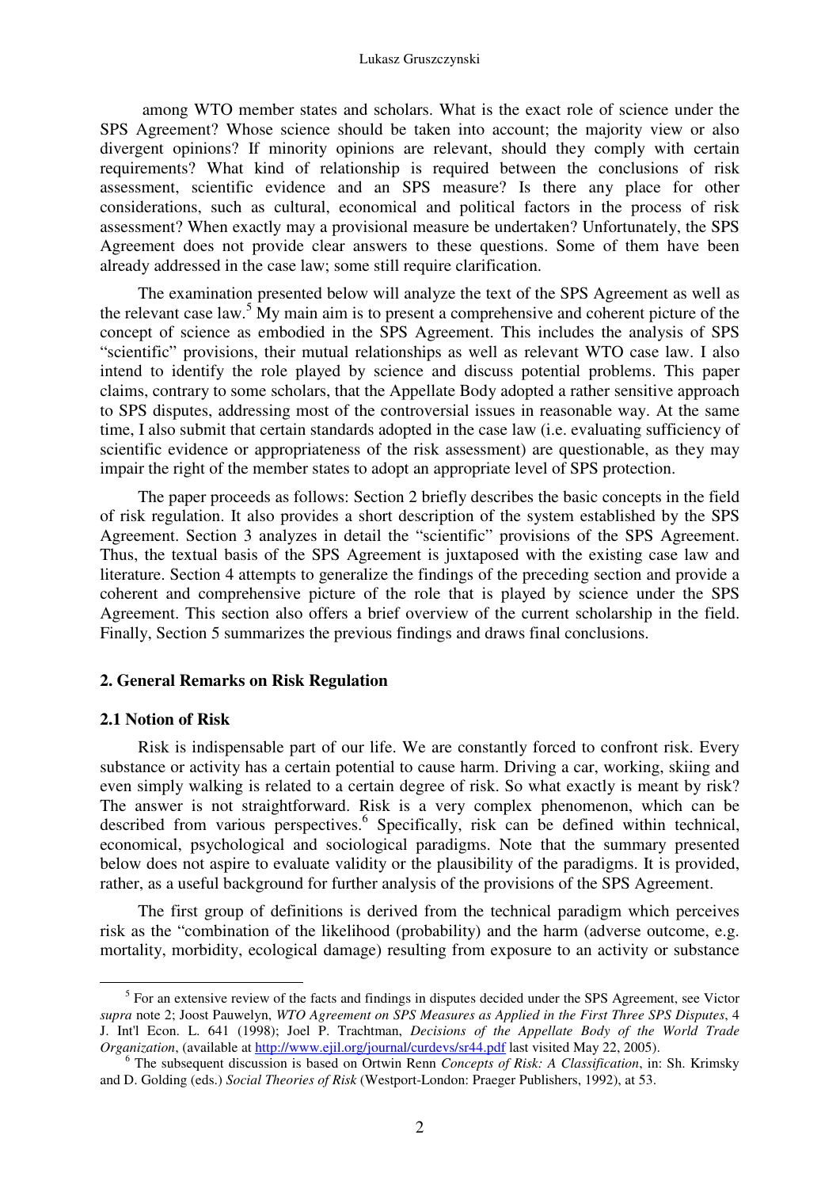among WTO member states and scholars. What is the exact role of science under the SPS Agreement? Whose science should be taken into account; the majority view or also divergent opinions? If minority opinions are relevant, should they comply with certain requirements? What kind of relationship is required between the conclusions of risk assessment, scientific evidence and an SPS measure? Is there any place for other considerations, such as cultural, economical and political factors in the process of risk assessment? When exactly may a provisional measure be undertaken? Unfortunately, the SPS Agreement does not provide clear answers to these questions. Some of them have been already addressed in the case law; some still require clarification.

The examination presented below will analyze the text of the SPS Agreement as well as the relevant case law.[5] My main aim is to present a comprehensive and coherent picture of the concept of science as embodied in the SPS Agreement. This includes the analysis of SPS "scientific" provisions, their mutual relationships as well as relevant WTO case law. I also intend to identify the role played by science and discuss potential problems. This paper claims, contrary to some scholars, that the Appellate Body adopted a rather sensitive approach to SPS disputes, addressing most of the controversial issues in reasonable way. At the same time, I also submit that certain standards adopted in the case law (i.e. evaluating sufficiency of scientific evidence or appropriateness of the risk assessment) are questionable, as they may impair the right of the member states to adopt an appropriate level of SPS protection.

The paper proceeds as follows: Section 2 briefly describes the basic concepts in the field of risk regulation. It also provides a short description of the system established by the SPS Agreement. Section 3 analyzes in detail the "scientific" provisions of the SPS Agreement. Thus, the textual basis of the SPS Agreement is juxtaposed with the existing case law and literature. Section 4 attempts to generalize the findings of the preceding section and provide a coherent and comprehensive picture of the role that is played by science under the SPS Agreement. This section also offers a brief overview of the current scholarship in the field. Finally, Section 5 summarizes the previous findings and draws final conclusions.

## 2. General Remarks on Risk Regulation

### 2.1 Notion of Risk

Risk is indispensable part of our life. We are constantly forced to confront risk. Every substance or activity has a certain potential to cause harm. Driving a car, working, skiing and even simply walking is related to a certain degree of risk. So what exactly is meant by risk? The answer is not straightforward. Risk is a very complex phenomenon, which can be described from various perspectives.[6] Specifically, risk can be defined within technical, economical, psychological and sociological paradigms. Note that the summary presented below does not aspire to evaluate validity or the plausibility of the paradigms. It is provided, rather, as a useful background for further analysis of the provisions of the SPS Agreement.

The first group of definitions is derived from the technical paradigm which perceives risk as the "combination of the likelihood (probability) and the harm (adverse outcome, e.g. mortality, morbidity, ecological damage) resulting from exposure to an activity or substance

---

[5] For an extensive review of the facts and findings in disputes decided under the SPS Agreement, see Victor *supra* note 2; Joost Pauwelyn, *WTO Agreement on SPS Measures as Applied in the First Three SPS Disputes*, 4 J. Int'l Econ. L. 641 (1998); Joel P. Trachtman, *Decisions of the Appellate Body of the World Trade Organization*, (available at http://www.ejil.org/journal/curdevs/sr44.pdf last visited May 22, 2005).

[6] The subsequent discussion is based on Ortwin Renn *Concepts of Risk: A Classification*, in: Sh. Krimsky and D. Golding (eds.) *Social Theories of Risk* (Westport-London: Praeger Publishers, 1992), at 53.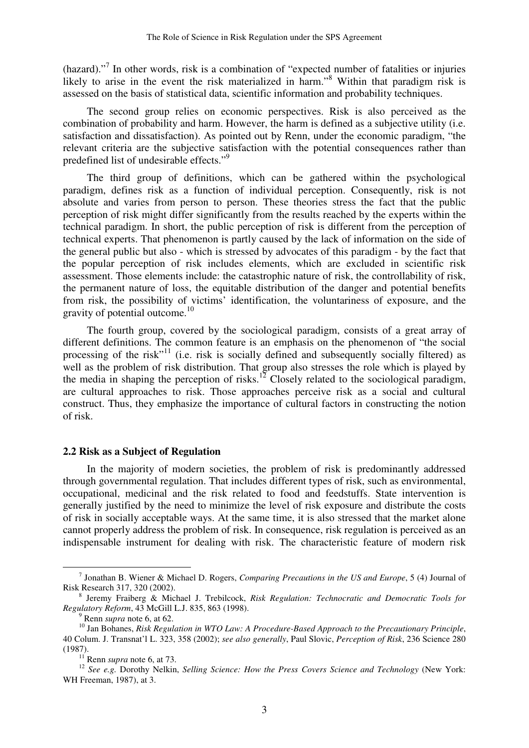(hazard)."[7] In other words, risk is a combination of "expected number of fatalities or injuries likely to arise in the event the risk materialized in harm."[8] Within that paradigm risk is assessed on the basis of statistical data, scientific information and probability techniques.

The second group relies on economic perspectives. Risk is also perceived as the combination of probability and harm. However, the harm is defined as a subjective utility (i.e. satisfaction and dissatisfaction). As pointed out by Renn, under the economic paradigm, "the relevant criteria are the subjective satisfaction with the potential consequences rather than predefined list of undesirable effects."[9]

The third group of definitions, which can be gathered within the psychological paradigm, defines risk as a function of individual perception. Consequently, risk is not absolute and varies from person to person. These theories stress the fact that the public perception of risk might differ significantly from the results reached by the experts within the technical paradigm. In short, the public perception of risk is different from the perception of technical experts. That phenomenon is partly caused by the lack of information on the side of the general public but also - which is stressed by advocates of this paradigm - by the fact that the popular perception of risk includes elements, which are excluded in scientific risk assessment. Those elements include: the catastrophic nature of risk, the controllability of risk, the permanent nature of loss, the equitable distribution of the danger and potential benefits from risk, the possibility of victims' identification, the voluntariness of exposure, and the gravity of potential outcome.[10]

The fourth group, covered by the sociological paradigm, consists of a great array of different definitions. The common feature is an emphasis on the phenomenon of "the social processing of the risk"[11] (i.e. risk is socially defined and subsequently socially filtered) as well as the problem of risk distribution. That group also stresses the role which is played by the media in shaping the perception of risks.[12] Closely related to the sociological paradigm, are cultural approaches to risk. Those approaches perceive risk as a social and cultural construct. Thus, they emphasize the importance of cultural factors in constructing the notion of risk.

### 2.2 Risk as a Subject of Regulation

In the majority of modern societies, the problem of risk is predominantly addressed through governmental regulation. That includes different types of risk, such as environmental, occupational, medicinal and the risk related to food and feedstuffs. State intervention is generally justified by the need to minimize the level of risk exposure and distribute the costs of risk in socially acceptable ways. At the same time, it is also stressed that the market alone cannot properly address the problem of risk. In consequence, risk regulation is perceived as an indispensable instrument for dealing with risk. The characteristic feature of modern risk

---

[7] Jonathan B. Wiener & Michael D. Rogers, *Comparing Precautions in the US and Europe*, 5 (4) Journal of Risk Research 317, 320 (2002).

[8] Jeremy Fraiberg & Michael J. Trebilcock, *Risk Regulation: Technocratic and Democratic Tools for Regulatory Reform*, 43 McGill L.J. 835, 863 (1998).

[9] Renn *supra* note 6, at 62.

[10] Jan Bohanes, *Risk Regulation in WTO Law: A Procedure-Based Approach to the Precautionary Principle*, 40 Colum. J. Transnat'l L. 323, 358 (2002); *see also generally*, Paul Slovic, *Perception of Risk*, 236 Science 280 (1987).

[11] Renn *supra* note 6, at 73.

[12] *See e.g.* Dorothy Nelkin, *Selling Science: How the Press Covers Science and Technology* (New York: WH Freeman, 1987), at 3.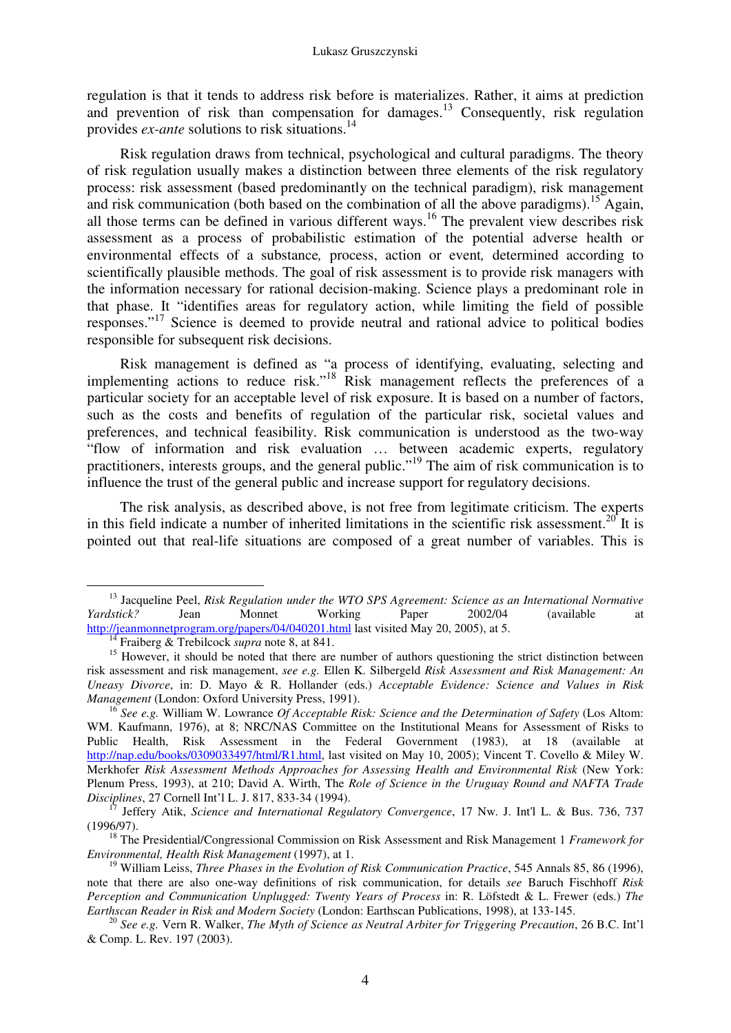regulation is that it tends to address risk before is materializes. Rather, it aims at prediction and prevention of risk than compensation for damages.[13] Consequently, risk regulation provides *ex-ante* solutions to risk situations.[14]

Risk regulation draws from technical, psychological and cultural paradigms. The theory of risk regulation usually makes a distinction between three elements of the risk regulatory process: risk assessment (based predominantly on the technical paradigm), risk management and risk communication (both based on the combination of all the above paradigms).[15] Again, all those terms can be defined in various different ways.[16] The prevalent view describes risk assessment as a process of probabilistic estimation of the potential adverse health or environmental effects of a substance, process, action or event, determined according to scientifically plausible methods. The goal of risk assessment is to provide risk managers with the information necessary for rational decision-making. Science plays a predominant role in that phase. It "identifies areas for regulatory action, while limiting the field of possible responses."[17] Science is deemed to provide neutral and rational advice to political bodies responsible for subsequent risk decisions.

Risk management is defined as "a process of identifying, evaluating, selecting and implementing actions to reduce risk."[18] Risk management reflects the preferences of a particular society for an acceptable level of risk exposure. It is based on a number of factors, such as the costs and benefits of regulation of the particular risk, societal values and preferences, and technical feasibility. Risk communication is understood as the two-way "flow of information and risk evaluation … between academic experts, regulatory practitioners, interests groups, and the general public."[19] The aim of risk communication is to influence the trust of the general public and increase support for regulatory decisions.

The risk analysis, as described above, is not free from legitimate criticism. The experts in this field indicate a number of inherited limitations in the scientific risk assessment.[20] It is pointed out that real-life situations are composed of a great number of variables. This is

---

[13] Jacqueline Peel, *Risk Regulation under the WTO SPS Agreement: Science as an International Normative Yardstick?* Jean Monnet Working Paper 2002/04 (available at http://jeanmonnetprogram.org/papers/04/040201.html last visited May 20, 2005), at 5.

[14] Fraiberg & Trebilcock *supra* note 8, at 841.

[15] However, it should be noted that there are number of authors questioning the strict distinction between risk assessment and risk management, *see e.g.* Ellen K. Silbergeld *Risk Assessment and Risk Management: An Uneasy Divorce*, in: D. Mayo & R. Hollander (eds.) *Acceptable Evidence: Science and Values in Risk Management* (London: Oxford University Press, 1991).

[16] *See e.g.* William W. Lowrance *Of Acceptable Risk: Science and the Determination of Safety* (Los Altom: WM. Kaufmann, 1976), at 8; NRC/NAS Committee on the Institutional Means for Assessment of Risks to Public Health, Risk Assessment in the Federal Government (1983), at 18 (available at http://nap.edu/books/0309033497/html/R1.html, last visited on May 10, 2005); Vincent T. Covello & Miley W. Merkhofer *Risk Assessment Methods Approaches for Assessing Health and Environmental Risk* (New York: Plenum Press, 1993), at 210; David A. Wirth, The *Role of Science in the Uruguay Round and NAFTA Trade Disciplines*, 27 Cornell Int'l L. J. 817, 833-34 (1994).

[17] Jeffery Atik, *Science and International Regulatory Convergence*, 17 Nw. J. Int'l L. & Bus. 736, 737 (1996/97).

[18] The Presidential/Congressional Commission on Risk Assessment and Risk Management 1 *Framework for Environmental, Health Risk Management* (1997), at 1.

[19] William Leiss, *Three Phases in the Evolution of Risk Communication Practice*, 545 Annals 85, 86 (1996), note that there are also one-way definitions of risk communication, for details *see* Baruch Fischhoff *Risk Perception and Communication Unplugged: Twenty Years of Process* in: R. Löfstedt & L. Frewer (eds.) *The Earthscan Reader in Risk and Modern Society* (London: Earthscan Publications, 1998), at 133-145.

[20] *See e.g.* Vern R. Walker, *The Myth of Science as Neutral Arbiter for Triggering Precaution*, 26 B.C. Int'l & Comp. L. Rev. 197 (2003).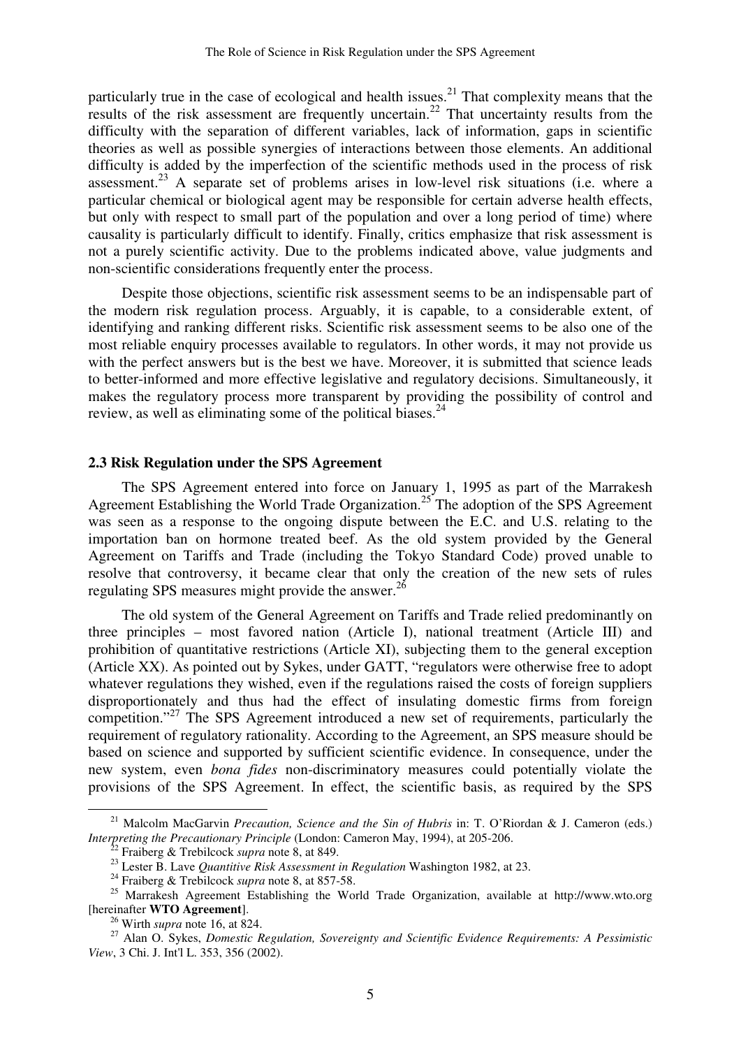particularly true in the case of ecological and health issues.[21] That complexity means that the results of the risk assessment are frequently uncertain.[22] That uncertainty results from the difficulty with the separation of different variables, lack of information, gaps in scientific theories as well as possible synergies of interactions between those elements. An additional difficulty is added by the imperfection of the scientific methods used in the process of risk assessment.[23] A separate set of problems arises in low-level risk situations (i.e. where a particular chemical or biological agent may be responsible for certain adverse health effects, but only with respect to small part of the population and over a long period of time) where causality is particularly difficult to identify. Finally, critics emphasize that risk assessment is not a purely scientific activity. Due to the problems indicated above, value judgments and non-scientific considerations frequently enter the process.

Despite those objections, scientific risk assessment seems to be an indispensable part of the modern risk regulation process. Arguably, it is capable, to a considerable extent, of identifying and ranking different risks. Scientific risk assessment seems to be also one of the most reliable enquiry processes available to regulators. In other words, it may not provide us with the perfect answers but is the best we have. Moreover, it is submitted that science leads to better-informed and more effective legislative and regulatory decisions. Simultaneously, it makes the regulatory process more transparent by providing the possibility of control and review, as well as eliminating some of the political biases.[24]

### 2.3 Risk Regulation under the SPS Agreement

The SPS Agreement entered into force on January 1, 1995 as part of the Marrakesh Agreement Establishing the World Trade Organization.[25] The adoption of the SPS Agreement was seen as a response to the ongoing dispute between the E.C. and U.S. relating to the importation ban on hormone treated beef. As the old system provided by the General Agreement on Tariffs and Trade (including the Tokyo Standard Code) proved unable to resolve that controversy, it became clear that only the creation of the new sets of rules regulating SPS measures might provide the answer.[26]

The old system of the General Agreement on Tariffs and Trade relied predominantly on three principles – most favored nation (Article I), national treatment (Article III) and prohibition of quantitative restrictions (Article XI), subjecting them to the general exception (Article XX). As pointed out by Sykes, under GATT, "regulators were otherwise free to adopt whatever regulations they wished, even if the regulations raised the costs of foreign suppliers disproportionately and thus had the effect of insulating domestic firms from foreign competition."[27] The SPS Agreement introduced a new set of requirements, particularly the requirement of regulatory rationality. According to the Agreement, an SPS measure should be based on science and supported by sufficient scientific evidence. In consequence, under the new system, even *bona fides* non-discriminatory measures could potentially violate the provisions of the SPS Agreement. In effect, the scientific basis, as required by the SPS

---

[21] Malcolm MacGarvin *Precaution, Science and the Sin of Hubris* in: T. O'Riordan & J. Cameron (eds.) *Interpreting the Precautionary Principle* (London: Cameron May, 1994), at 205-206.

[22] Fraiberg & Trebilcock *supra* note 8, at 849.

[23] Lester B. Lave *Quantitive Risk Assessment in Regulation* Washington 1982, at 23.

[24] Fraiberg & Trebilcock *supra* note 8, at 857-58.

[25] Marrakesh Agreement Establishing the World Trade Organization, available at http://www.wto.org [hereinafter **WTO Agreement**].

[26] Wirth *supra* note 16, at 824.

[27] Alan O. Sykes, *Domestic Regulation, Sovereignty and Scientific Evidence Requirements: A Pessimistic View*, 3 Chi. J. Int'l L. 353, 356 (2002).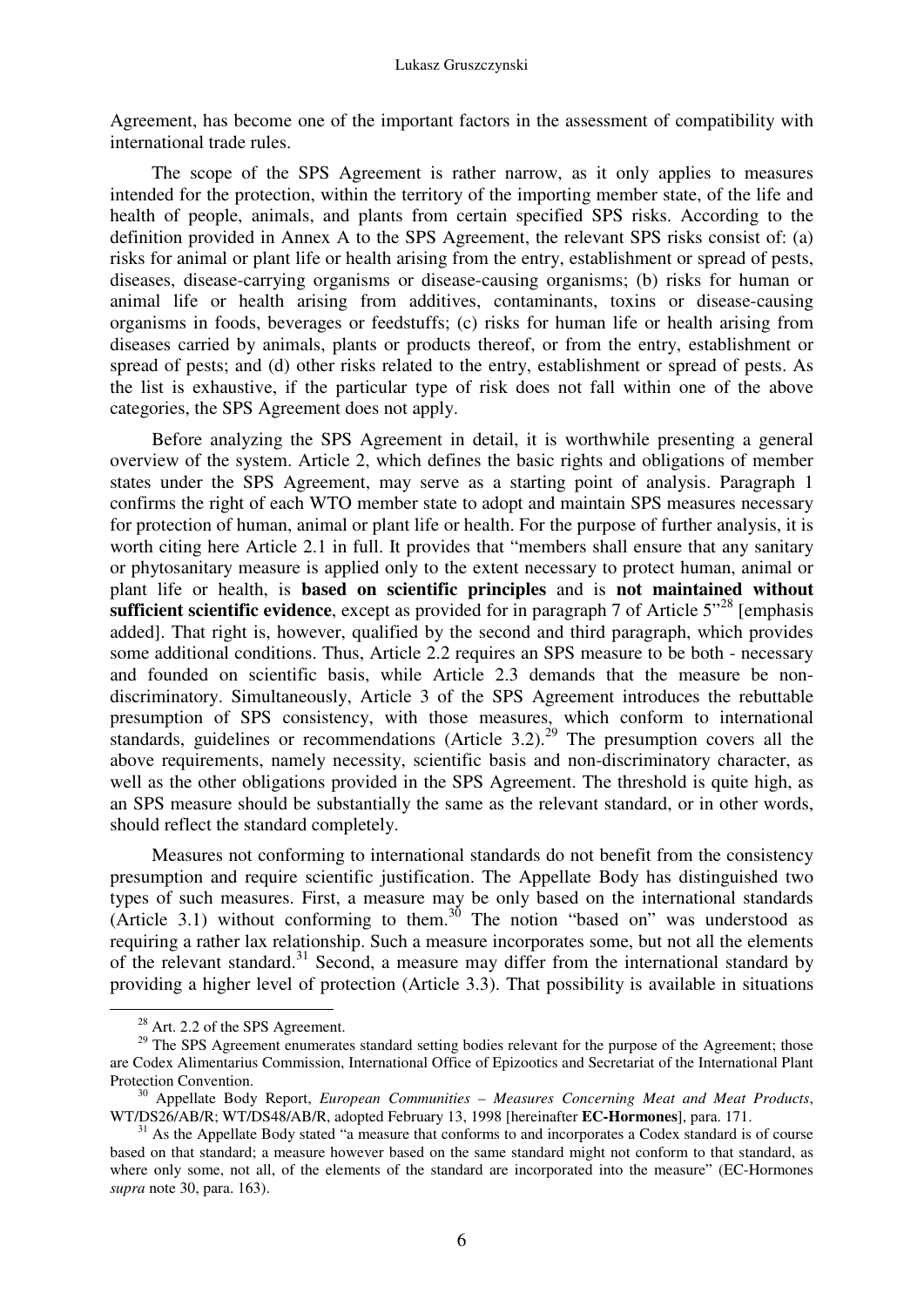Agreement, has become one of the important factors in the assessment of compatibility with international trade rules.

The scope of the SPS Agreement is rather narrow, as it only applies to measures intended for the protection, within the territory of the importing member state, of the life and health of people, animals, and plants from certain specified SPS risks. According to the definition provided in Annex A to the SPS Agreement, the relevant SPS risks consist of: (a) risks for animal or plant life or health arising from the entry, establishment or spread of pests, diseases, disease-carrying organisms or disease-causing organisms; (b) risks for human or animal life or health arising from additives, contaminants, toxins or disease-causing organisms in foods, beverages or feedstuffs; (c) risks for human life or health arising from diseases carried by animals, plants or products thereof, or from the entry, establishment or spread of pests; and (d) other risks related to the entry, establishment or spread of pests. As the list is exhaustive, if the particular type of risk does not fall within one of the above categories, the SPS Agreement does not apply.

Before analyzing the SPS Agreement in detail, it is worthwhile presenting a general overview of the system. Article 2, which defines the basic rights and obligations of member states under the SPS Agreement, may serve as a starting point of analysis. Paragraph 1 confirms the right of each WTO member state to adopt and maintain SPS measures necessary for protection of human, animal or plant life or health. For the purpose of further analysis, it is worth citing here Article 2.1 in full. It provides that "members shall ensure that any sanitary or phytosanitary measure is applied only to the extent necessary to protect human, animal or plant life or health, is **based on scientific principles** and is **not maintained without sufficient scientific evidence**, except as provided for in paragraph 7 of Article 5"[28] [emphasis added]. That right is, however, qualified by the second and third paragraph, which provides some additional conditions. Thus, Article 2.2 requires an SPS measure to be both - necessary and founded on scientific basis, while Article 2.3 demands that the measure be non-discriminatory. Simultaneously, Article 3 of the SPS Agreement introduces the rebuttable presumption of SPS consistency, with those measures, which conform to international standards, guidelines or recommendations (Article 3.2).[29] The presumption covers all the above requirements, namely necessity, scientific basis and non-discriminatory character, as well as the other obligations provided in the SPS Agreement. The threshold is quite high, as an SPS measure should be substantially the same as the relevant standard, or in other words, should reflect the standard completely.

Measures not conforming to international standards do not benefit from the consistency presumption and require scientific justification. The Appellate Body has distinguished two types of such measures. First, a measure may be only based on the international standards (Article 3.1) without conforming to them.[30] The notion "based on" was understood as requiring a rather lax relationship. Such a measure incorporates some, but not all the elements of the relevant standard.[31] Second, a measure may differ from the international standard by providing a higher level of protection (Article 3.3). That possibility is available in situations

---

[28] Art. 2.2 of the SPS Agreement.

[29] The SPS Agreement enumerates standard setting bodies relevant for the purpose of the Agreement; those are Codex Alimentarius Commission, International Office of Epizootics and Secretariat of the International Plant Protection Convention.

[30] Appellate Body Report, *European Communities – Measures Concerning Meat and Meat Products*, WT/DS26/AB/R; WT/DS48/AB/R, adopted February 13, 1998 [hereinafter **EC-Hormones**], para. 171.

[31] As the Appellate Body stated "a measure that conforms to and incorporates a Codex standard is of course based on that standard; a measure however based on the same standard might not conform to that standard, as where only some, not all, of the elements of the standard are incorporated into the measure" (EC-Hormones *supra* note 30, para. 163).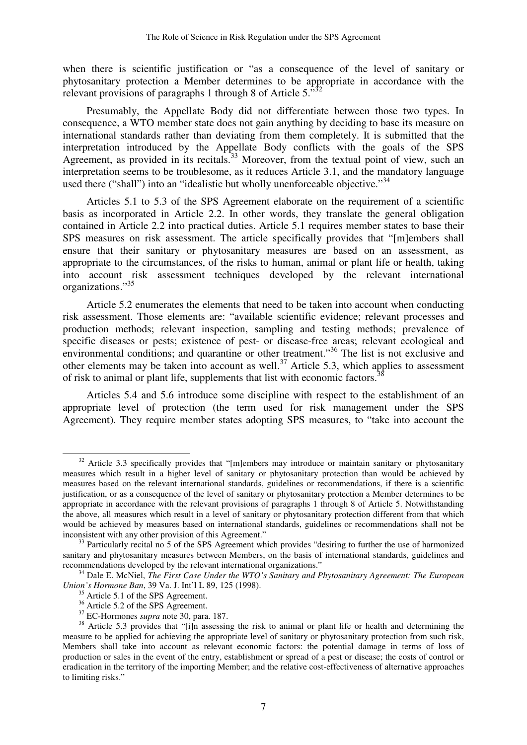when there is scientific justification or "as a consequence of the level of sanitary or phytosanitary protection a Member determines to be appropriate in accordance with the relevant provisions of paragraphs 1 through 8 of Article 5."[32]

Presumably, the Appellate Body did not differentiate between those two types. In consequence, a WTO member state does not gain anything by deciding to base its measure on international standards rather than deviating from them completely. It is submitted that the interpretation introduced by the Appellate Body conflicts with the goals of the SPS Agreement, as provided in its recitals.[33] Moreover, from the textual point of view, such an interpretation seems to be troublesome, as it reduces Article 3.1, and the mandatory language used there ("shall") into an "idealistic but wholly unenforceable objective."[34]

Articles 5.1 to 5.3 of the SPS Agreement elaborate on the requirement of a scientific basis as incorporated in Article 2.2. In other words, they translate the general obligation contained in Article 2.2 into practical duties. Article 5.1 requires member states to base their SPS measures on risk assessment. The article specifically provides that "[m]embers shall ensure that their sanitary or phytosanitary measures are based on an assessment, as appropriate to the circumstances, of the risks to human, animal or plant life or health, taking into account risk assessment techniques developed by the relevant international organizations."[35]

Article 5.2 enumerates the elements that need to be taken into account when conducting risk assessment. Those elements are: "available scientific evidence; relevant processes and production methods; relevant inspection, sampling and testing methods; prevalence of specific diseases or pests; existence of pest- or disease-free areas; relevant ecological and environmental conditions; and quarantine or other treatment."[36] The list is not exclusive and other elements may be taken into account as well.[37] Article 5.3, which applies to assessment of risk to animal or plant life, supplements that list with economic factors.[38]

Articles 5.4 and 5.6 introduce some discipline with respect to the establishment of an appropriate level of protection (the term used for risk management under the SPS Agreement). They require member states adopting SPS measures, to "take into account the

---

[32] Article 3.3 specifically provides that "[m]embers may introduce or maintain sanitary or phytosanitary measures which result in a higher level of sanitary or phytosanitary protection than would be achieved by measures based on the relevant international standards, guidelines or recommendations, if there is a scientific justification, or as a consequence of the level of sanitary or phytosanitary protection a Member determines to be appropriate in accordance with the relevant provisions of paragraphs 1 through 8 of Article 5. Notwithstanding the above, all measures which result in a level of sanitary or phytosanitary protection different from that which would be achieved by measures based on international standards, guidelines or recommendations shall not be inconsistent with any other provision of this Agreement."

[33] Particularly recital no 5 of the SPS Agreement which provides "desiring to further the use of harmonized sanitary and phytosanitary measures between Members, on the basis of international standards, guidelines and recommendations developed by the relevant international organizations."

[34] Dale E. McNiel, *The First Case Under the WTO's Sanitary and Phytosanitary Agreement: The European Union's Hormone Ban*, 39 Va. J. Int'l L 89, 125 (1998).

[35] Article 5.1 of the SPS Agreement.

[36] Article 5.2 of the SPS Agreement.

[37] EC-Hormones *supra* note 30, para. 187.

[38] Article 5.3 provides that "[i]n assessing the risk to animal or plant life or health and determining the measure to be applied for achieving the appropriate level of sanitary or phytosanitary protection from such risk, Members shall take into account as relevant economic factors: the potential damage in terms of loss of production or sales in the event of the entry, establishment or spread of a pest or disease; the costs of control or eradication in the territory of the importing Member; and the relative cost-effectiveness of alternative approaches to limiting risks."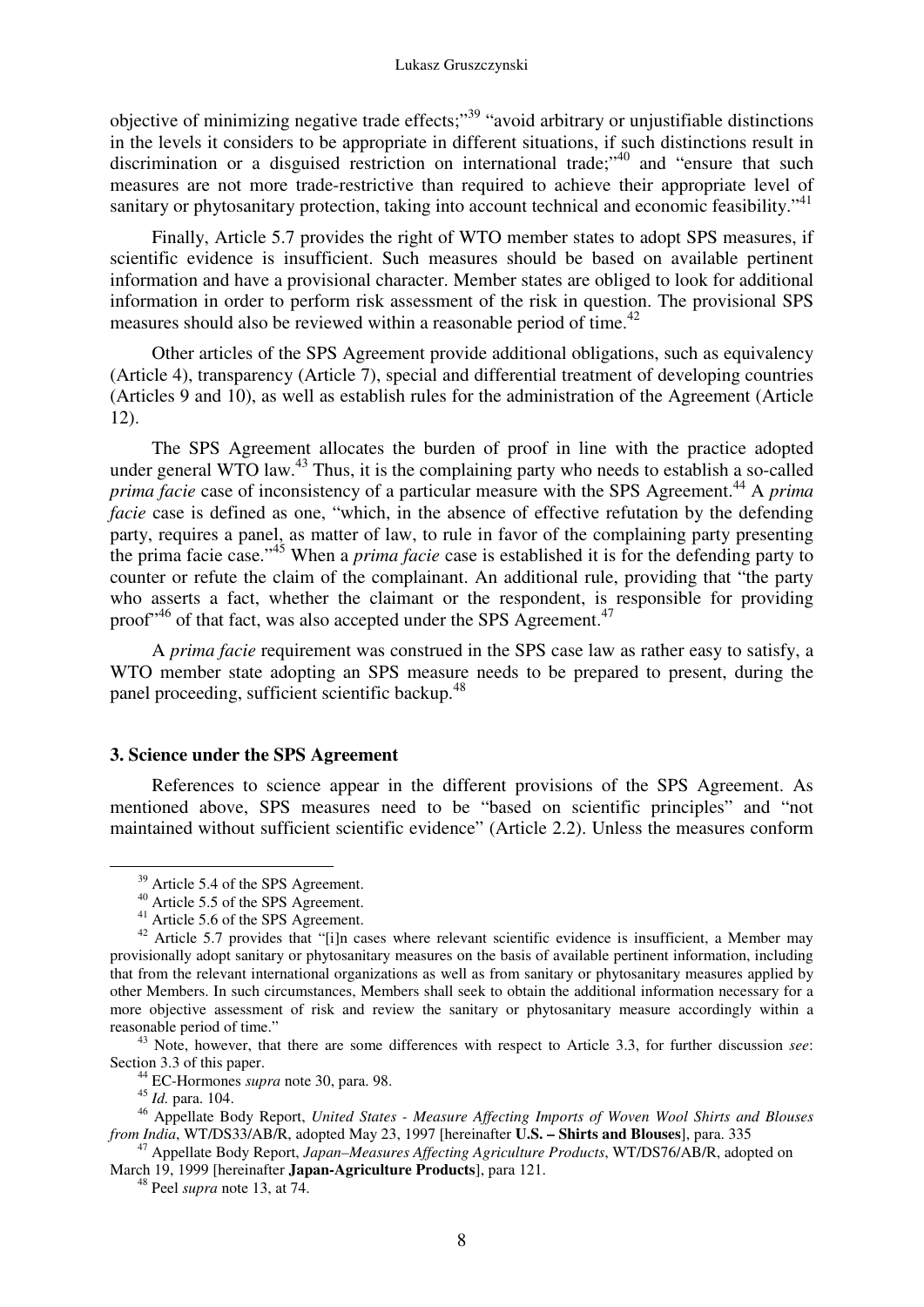objective of minimizing negative trade effects;"[39] "avoid arbitrary or unjustifiable distinctions in the levels it considers to be appropriate in different situations, if such distinctions result in discrimination or a disguised restriction on international trade;"[40] and "ensure that such measures are not more trade-restrictive than required to achieve their appropriate level of sanitary or phytosanitary protection, taking into account technical and economic feasibility."[41]

Finally, Article 5.7 provides the right of WTO member states to adopt SPS measures, if scientific evidence is insufficient. Such measures should be based on available pertinent information and have a provisional character. Member states are obliged to look for additional information in order to perform risk assessment of the risk in question. The provisional SPS measures should also be reviewed within a reasonable period of time.[42]

Other articles of the SPS Agreement provide additional obligations, such as equivalency (Article 4), transparency (Article 7), special and differential treatment of developing countries (Articles 9 and 10), as well as establish rules for the administration of the Agreement (Article 12).

The SPS Agreement allocates the burden of proof in line with the practice adopted under general WTO law.[43] Thus, it is the complaining party who needs to establish a so-called *prima facie* case of inconsistency of a particular measure with the SPS Agreement.[44] A *prima facie* case is defined as one, "which, in the absence of effective refutation by the defending party, requires a panel, as matter of law, to rule in favor of the complaining party presenting the prima facie case."[45] When a *prima facie* case is established it is for the defending party to counter or refute the claim of the complainant. An additional rule, providing that "the party who asserts a fact, whether the claimant or the respondent, is responsible for providing proof"[46] of that fact, was also accepted under the SPS Agreement.[47]

A *prima facie* requirement was construed in the SPS case law as rather easy to satisfy, a WTO member state adopting an SPS measure needs to be prepared to present, during the panel proceeding, sufficient scientific backup.[48]

### 3. Science under the SPS Agreement

References to science appear in the different provisions of the SPS Agreement. As mentioned above, SPS measures need to be "based on scientific principles" and "not maintained without sufficient scientific evidence" (Article 2.2). Unless the measures conform

---

[39] Article 5.4 of the SPS Agreement.

[40] Article 5.5 of the SPS Agreement.

[41] Article 5.6 of the SPS Agreement.

[42] Article 5.7 provides that "[i]n cases where relevant scientific evidence is insufficient, a Member may provisionally adopt sanitary or phytosanitary measures on the basis of available pertinent information, including that from the relevant international organizations as well as from sanitary or phytosanitary measures applied by other Members. In such circumstances, Members shall seek to obtain the additional information necessary for a more objective assessment of risk and review the sanitary or phytosanitary measure accordingly within a reasonable period of time."

[43] Note, however, that there are some differences with respect to Article 3.3, for further discussion *see*: Section 3.3 of this paper.

[44] EC-Hormones *supra* note 30, para. 98.

[45] *Id.* para. 104.

[46] Appellate Body Report, *United States - Measure Affecting Imports of Woven Wool Shirts and Blouses from India*, WT/DS33/AB/R, adopted May 23, 1997 [hereinafter **U.S. – Shirts and Blouses**], para. 335

[47] Appellate Body Report, *Japan–Measures Affecting Agriculture Products*, WT/DS76/AB/R, adopted on March 19, 1999 [hereinafter **Japan-Agriculture Products**], para 121.

[48] Peel *supra* note 13, at 74.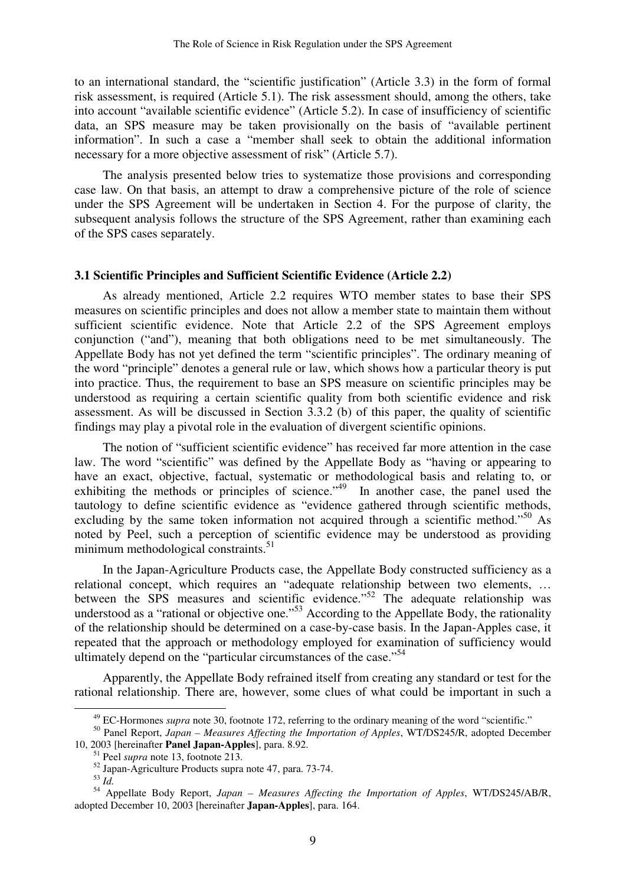to an international standard, the "scientific justification" (Article 3.3) in the form of formal risk assessment, is required (Article 5.1). The risk assessment should, among the others, take into account "available scientific evidence" (Article 5.2). In case of insufficiency of scientific data, an SPS measure may be taken provisionally on the basis of "available pertinent information". In such a case a "member shall seek to obtain the additional information necessary for a more objective assessment of risk" (Article 5.7).

The analysis presented below tries to systematize those provisions and corresponding case law. On that basis, an attempt to draw a comprehensive picture of the role of science under the SPS Agreement will be undertaken in Section 4. For the purpose of clarity, the subsequent analysis follows the structure of the SPS Agreement, rather than examining each of the SPS cases separately.

### 3.1 Scientific Principles and Sufficient Scientific Evidence (Article 2.2)

As already mentioned, Article 2.2 requires WTO member states to base their SPS measures on scientific principles and does not allow a member state to maintain them without sufficient scientific evidence. Note that Article 2.2 of the SPS Agreement employs conjunction ("and"), meaning that both obligations need to be met simultaneously. The Appellate Body has not yet defined the term "scientific principles". The ordinary meaning of the word "principle" denotes a general rule or law, which shows how a particular theory is put into practice. Thus, the requirement to base an SPS measure on scientific principles may be understood as requiring a certain scientific quality from both scientific evidence and risk assessment. As will be discussed in Section 3.3.2 (b) of this paper, the quality of scientific findings may play a pivotal role in the evaluation of divergent scientific opinions.

The notion of "sufficient scientific evidence" has received far more attention in the case law. The word "scientific" was defined by the Appellate Body as "having or appearing to have an exact, objective, factual, systematic or methodological basis and relating to, or exhibiting the methods or principles of science."[49] In another case, the panel used the tautology to define scientific evidence as "evidence gathered through scientific methods, excluding by the same token information not acquired through a scientific method."[50] As noted by Peel, such a perception of scientific evidence may be understood as providing minimum methodological constraints.[51]

In the Japan-Agriculture Products case, the Appellate Body constructed sufficiency as a relational concept, which requires an "adequate relationship between two elements, … between the SPS measures and scientific evidence."[52] The adequate relationship was understood as a "rational or objective one."[53] According to the Appellate Body, the rationality of the relationship should be determined on a case-by-case basis. In the Japan-Apples case, it repeated that the approach or methodology employed for examination of sufficiency would ultimately depend on the "particular circumstances of the case."[54]

Apparently, the Appellate Body refrained itself from creating any standard or test for the rational relationship. There are, however, some clues of what could be important in such a

---

[49] EC-Hormones *supra* note 30, footnote 172, referring to the ordinary meaning of the word "scientific."

[50] Panel Report, *Japan – Measures Affecting the Importation of Apples*, WT/DS245/R, adopted December 10, 2003 [hereinafter **Panel Japan-Apples**], para. 8.92.

[51] Peel *supra* note 13, footnote 213.

[52] Japan-Agriculture Products supra note 47, para. 73-74.

[53] *Id.*

[54] Appellate Body Report, *Japan – Measures Affecting the Importation of Apples*, WT/DS245/AB/R, adopted December 10, 2003 [hereinafter **Japan-Apples**], para. 164.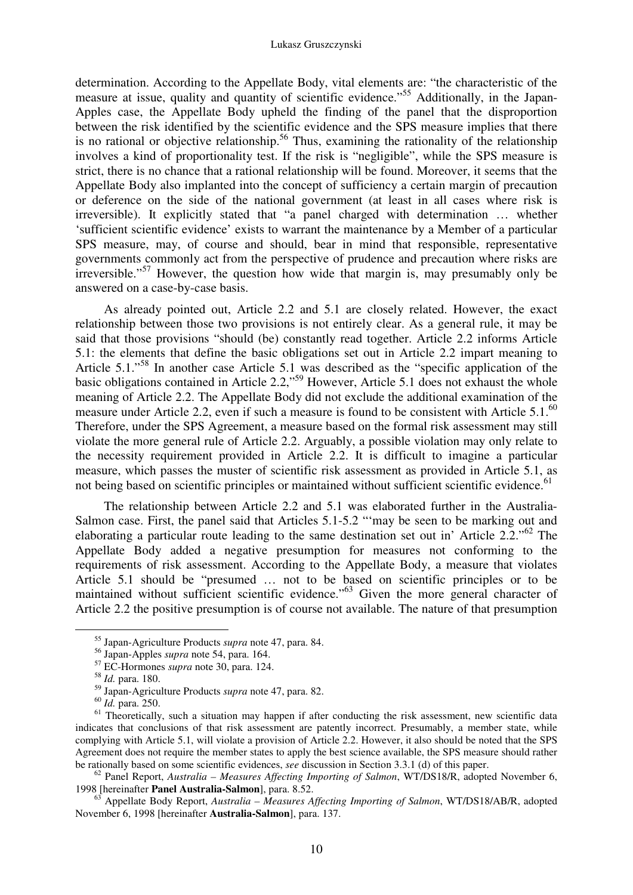determination. According to the Appellate Body, vital elements are: "the characteristic of the measure at issue, quality and quantity of scientific evidence."[55] Additionally, in the Japan-Apples case, the Appellate Body upheld the finding of the panel that the disproportion between the risk identified by the scientific evidence and the SPS measure implies that there is no rational or objective relationship.[56] Thus, examining the rationality of the relationship involves a kind of proportionality test. If the risk is "negligible", while the SPS measure is strict, there is no chance that a rational relationship will be found. Moreover, it seems that the Appellate Body also implanted into the concept of sufficiency a certain margin of precaution or deference on the side of the national government (at least in all cases where risk is irreversible). It explicitly stated that "a panel charged with determination … whether 'sufficient scientific evidence' exists to warrant the maintenance by a Member of a particular SPS measure, may, of course and should, bear in mind that responsible, representative governments commonly act from the perspective of prudence and precaution where risks are irreversible."[57] However, the question how wide that margin is, may presumably only be answered on a case-by-case basis.

As already pointed out, Article 2.2 and 5.1 are closely related. However, the exact relationship between those two provisions is not entirely clear. As a general rule, it may be said that those provisions "should (be) constantly read together. Article 2.2 informs Article 5.1: the elements that define the basic obligations set out in Article 2.2 impart meaning to Article 5.1."[58] In another case Article 5.1 was described as the "specific application of the basic obligations contained in Article 2.2,"[59] However, Article 5.1 does not exhaust the whole meaning of Article 2.2. The Appellate Body did not exclude the additional examination of the measure under Article 2.2, even if such a measure is found to be consistent with Article 5.1.[60] Therefore, under the SPS Agreement, a measure based on the formal risk assessment may still violate the more general rule of Article 2.2. Arguably, a possible violation may only relate to the necessity requirement provided in Article 2.2. It is difficult to imagine a particular measure, which passes the muster of scientific risk assessment as provided in Article 5.1, as not being based on scientific principles or maintained without sufficient scientific evidence.[61]

The relationship between Article 2.2 and 5.1 was elaborated further in the Australia-Salmon case. First, the panel said that Articles 5.1-5.2 "'may be seen to be marking out and elaborating a particular route leading to the same destination set out in' Article 2.2."[62] The Appellate Body added a negative presumption for measures not conforming to the requirements of risk assessment. According to the Appellate Body, a measure that violates Article 5.1 should be "presumed … not to be based on scientific principles or to be maintained without sufficient scientific evidence."[63] Given the more general character of Article 2.2 the positive presumption is of course not available. The nature of that presumption

---

[55] Japan-Agriculture Products *supra* note 47, para. 84.

[56] Japan-Apples *supra* note 54, para. 164.

[57] EC-Hormones *supra* note 30, para. 124.

[58] *Id.* para. 180.

[59] Japan-Agriculture Products *supra* note 47, para. 82.

[60] *Id.* para. 250.

[61] Theoretically, such a situation may happen if after conducting the risk assessment, new scientific data indicates that conclusions of that risk assessment are patently incorrect. Presumably, a member state, while complying with Article 5.1, will violate a provision of Article 2.2. However, it also should be noted that the SPS Agreement does not require the member states to apply the best science available, the SPS measure should rather be rationally based on some scientific evidences, *see* discussion in Section 3.3.1 (d) of this paper.

[62] Panel Report, *Australia – Measures Affecting Importing of Salmon*, WT/DS18/R, adopted November 6, 1998 [hereinafter **Panel Australia-Salmon**], para. 8.52.

[63] Appellate Body Report, *Australia – Measures Affecting Importing of Salmon*, WT/DS18/AB/R, adopted November 6, 1998 [hereinafter **Australia-Salmon**], para. 137.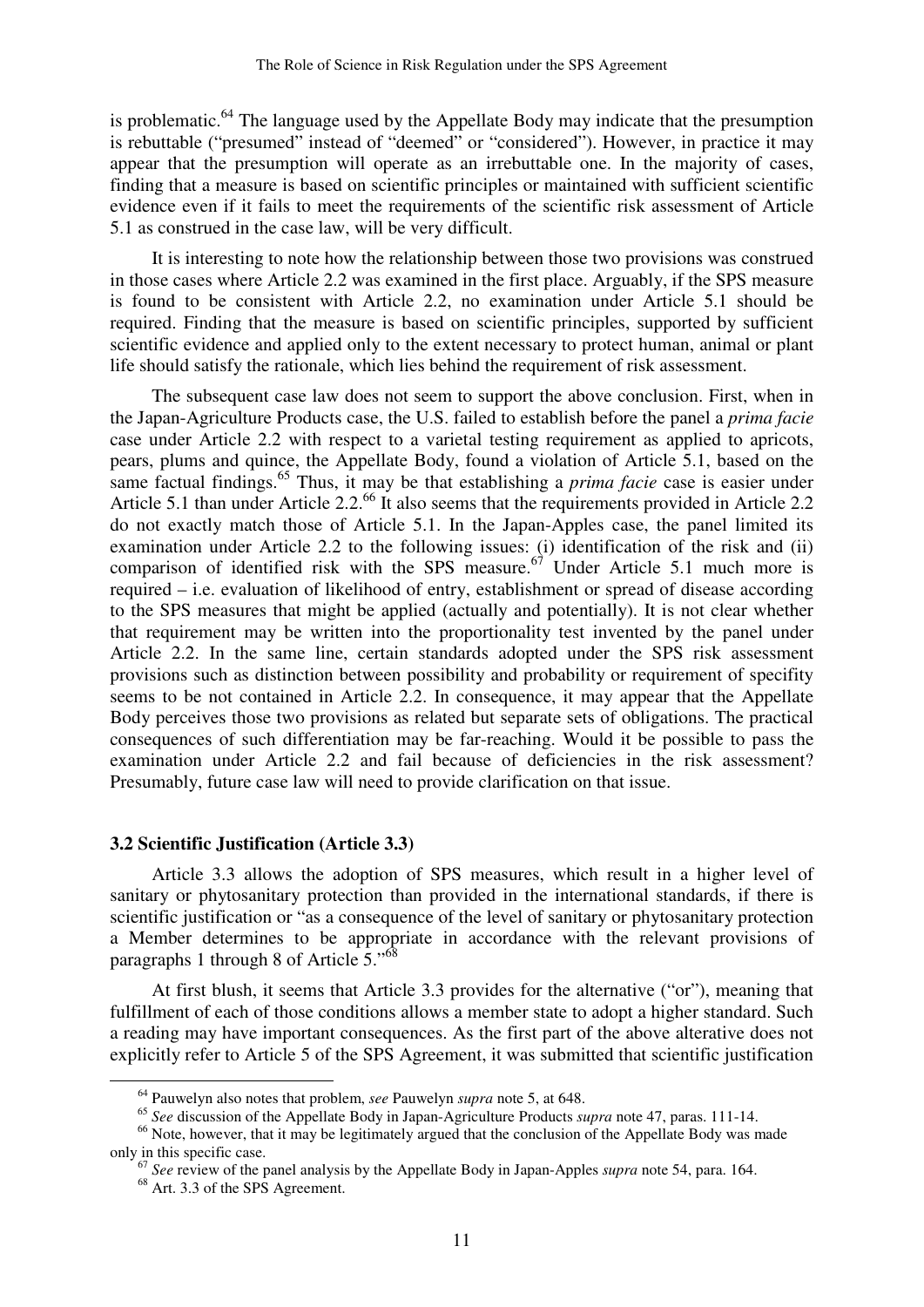is problematic.[64] The language used by the Appellate Body may indicate that the presumption is rebuttable ("presumed" instead of "deemed" or "considered"). However, in practice it may appear that the presumption will operate as an irrebuttable one. In the majority of cases, finding that a measure is based on scientific principles or maintained with sufficient scientific evidence even if it fails to meet the requirements of the scientific risk assessment of Article 5.1 as construed in the case law, will be very difficult.

It is interesting to note how the relationship between those two provisions was construed in those cases where Article 2.2 was examined in the first place. Arguably, if the SPS measure is found to be consistent with Article 2.2, no examination under Article 5.1 should be required. Finding that the measure is based on scientific principles, supported by sufficient scientific evidence and applied only to the extent necessary to protect human, animal or plant life should satisfy the rationale, which lies behind the requirement of risk assessment.

The subsequent case law does not seem to support the above conclusion. First, when in the Japan-Agriculture Products case, the U.S. failed to establish before the panel a *prima facie* case under Article 2.2 with respect to a varietal testing requirement as applied to apricots, pears, plums and quince, the Appellate Body, found a violation of Article 5.1, based on the same factual findings.[65] Thus, it may be that establishing a *prima facie* case is easier under Article 5.1 than under Article 2.2.[66] It also seems that the requirements provided in Article 2.2 do not exactly match those of Article 5.1. In the Japan-Apples case, the panel limited its examination under Article 2.2 to the following issues: (i) identification of the risk and (ii) comparison of identified risk with the SPS measure.[67] Under Article 5.1 much more is required – i.e. evaluation of likelihood of entry, establishment or spread of disease according to the SPS measures that might be applied (actually and potentially). It is not clear whether that requirement may be written into the proportionality test invented by the panel under Article 2.2. In the same line, certain standards adopted under the SPS risk assessment provisions such as distinction between possibility and probability or requirement of specifity seems to be not contained in Article 2.2. In consequence, it may appear that the Appellate Body perceives those two provisions as related but separate sets of obligations. The practical consequences of such differentiation may be far-reaching. Would it be possible to pass the examination under Article 2.2 and fail because of deficiencies in the risk assessment? Presumably, future case law will need to provide clarification on that issue.

### 3.2 Scientific Justification (Article 3.3)

Article 3.3 allows the adoption of SPS measures, which result in a higher level of sanitary or phytosanitary protection than provided in the international standards, if there is scientific justification or "as a consequence of the level of sanitary or phytosanitary protection a Member determines to be appropriate in accordance with the relevant provisions of paragraphs 1 through 8 of Article 5."[68]

At first blush, it seems that Article 3.3 provides for the alternative ("or"), meaning that fulfillment of each of those conditions allows a member state to adopt a higher standard. Such a reading may have important consequences. As the first part of the above alterative does not explicitly refer to Article 5 of the SPS Agreement, it was submitted that scientific justification

---

[64] Pauwelyn also notes that problem, *see* Pauwelyn *supra* note 5, at 648.

[65] *See* discussion of the Appellate Body in Japan-Agriculture Products *supra* note 47, paras. 111-14.

[66] Note, however, that it may be legitimately argued that the conclusion of the Appellate Body was made only in this specific case.

[67] *See* review of the panel analysis by the Appellate Body in Japan-Apples *supra* note 54, para. 164.

[68] Art. 3.3 of the SPS Agreement.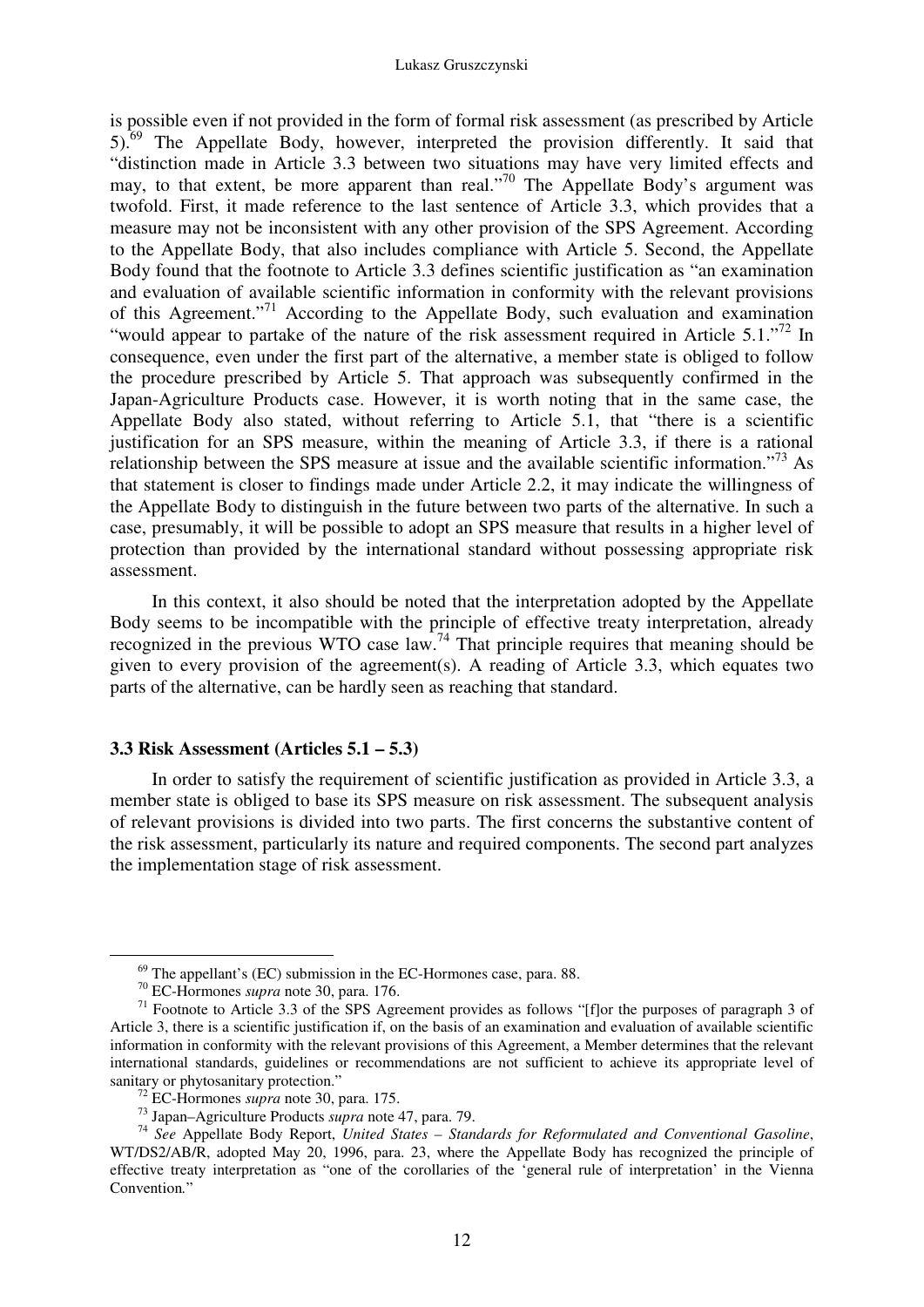is possible even if not provided in the form of formal risk assessment (as prescribed by Article 5).[69] The Appellate Body, however, interpreted the provision differently. It said that "distinction made in Article 3.3 between two situations may have very limited effects and may, to that extent, be more apparent than real."[70] The Appellate Body's argument was twofold. First, it made reference to the last sentence of Article 3.3, which provides that a measure may not be inconsistent with any other provision of the SPS Agreement. According to the Appellate Body, that also includes compliance with Article 5. Second, the Appellate Body found that the footnote to Article 3.3 defines scientific justification as "an examination and evaluation of available scientific information in conformity with the relevant provisions of this Agreement."[71] According to the Appellate Body, such evaluation and examination "would appear to partake of the nature of the risk assessment required in Article 5.1."[72] In consequence, even under the first part of the alternative, a member state is obliged to follow the procedure prescribed by Article 5. That approach was subsequently confirmed in the Japan-Agriculture Products case. However, it is worth noting that in the same case, the Appellate Body also stated, without referring to Article 5.1, that "there is a scientific justification for an SPS measure, within the meaning of Article 3.3, if there is a rational relationship between the SPS measure at issue and the available scientific information."[73] As that statement is closer to findings made under Article 2.2, it may indicate the willingness of the Appellate Body to distinguish in the future between two parts of the alternative. In such a case, presumably, it will be possible to adopt an SPS measure that results in a higher level of protection than provided by the international standard without possessing appropriate risk assessment.

In this context, it also should be noted that the interpretation adopted by the Appellate Body seems to be incompatible with the principle of effective treaty interpretation, already recognized in the previous WTO case law.[74] That principle requires that meaning should be given to every provision of the agreement(s). A reading of Article 3.3, which equates two parts of the alternative, can be hardly seen as reaching that standard.

### 3.3 Risk Assessment (Articles 5.1 – 5.3)

In order to satisfy the requirement of scientific justification as provided in Article 3.3, a member state is obliged to base its SPS measure on risk assessment. The subsequent analysis of relevant provisions is divided into two parts. The first concerns the substantive content of the risk assessment, particularly its nature and required components. The second part analyzes the implementation stage of risk assessment.

---

[69] The appellant's (EC) submission in the EC-Hormones case, para. 88.

[70] EC-Hormones *supra* note 30, para. 176.

[71] Footnote to Article 3.3 of the SPS Agreement provides as follows "[f]or the purposes of paragraph 3 of Article 3, there is a scientific justification if, on the basis of an examination and evaluation of available scientific information in conformity with the relevant provisions of this Agreement, a Member determines that the relevant international standards, guidelines or recommendations are not sufficient to achieve its appropriate level of sanitary or phytosanitary protection."

[72] EC-Hormones *supra* note 30, para. 175.

[73] Japan–Agriculture Products *supra* note 47, para. 79.

[74] *See* Appellate Body Report, *United States – Standards for Reformulated and Conventional Gasoline*, WT/DS2/AB/R, adopted May 20, 1996, para. 23, where the Appellate Body has recognized the principle of effective treaty interpretation as "one of the corollaries of the 'general rule of interpretation' in the Vienna Convention."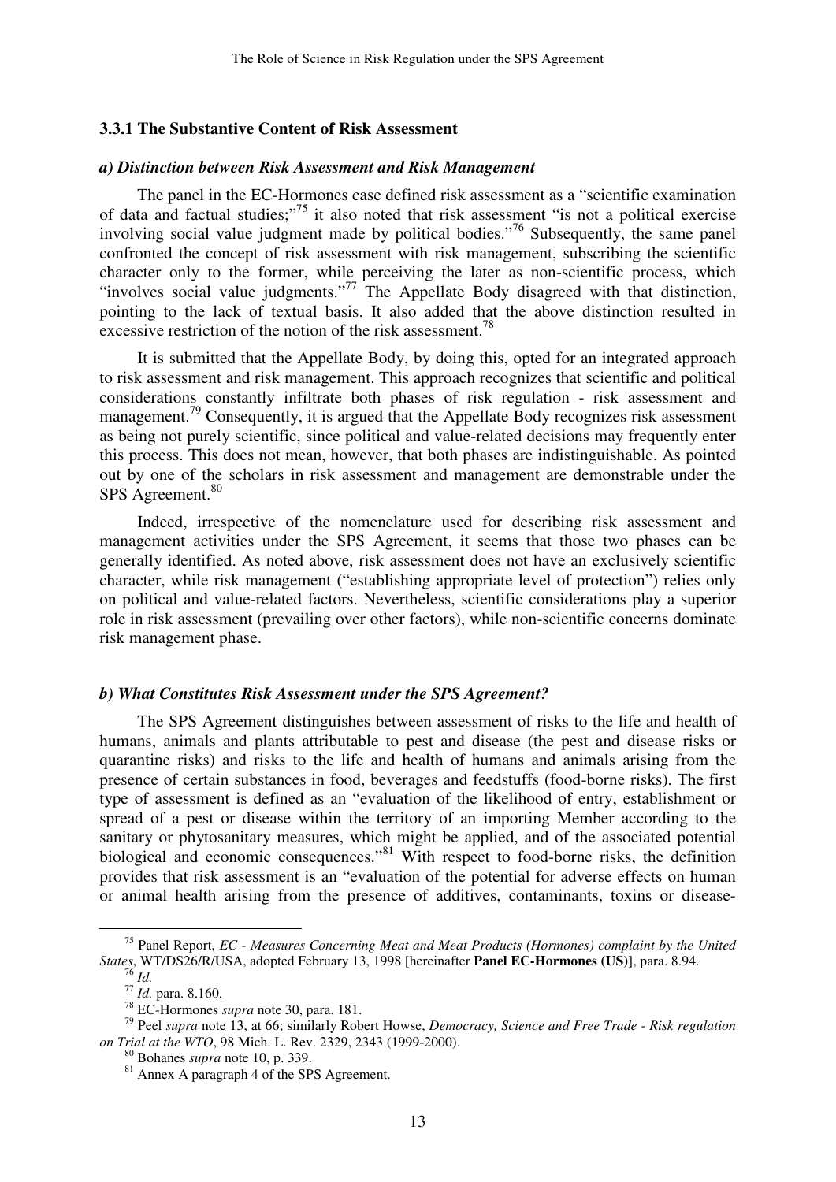### 3.3.1 The Substantive Content of Risk Assessment

#### *a) Distinction between Risk Assessment and Risk Management*

The panel in the EC-Hormones case defined risk assessment as a "scientific examination of data and factual studies;"[75] it also noted that risk assessment "is not a political exercise involving social value judgment made by political bodies."[76] Subsequently, the same panel confronted the concept of risk assessment with risk management, subscribing the scientific character only to the former, while perceiving the later as non-scientific process, which "involves social value judgments."[77] The Appellate Body disagreed with that distinction, pointing to the lack of textual basis. It also added that the above distinction resulted in excessive restriction of the notion of the risk assessment.[78]

It is submitted that the Appellate Body, by doing this, opted for an integrated approach to risk assessment and risk management. This approach recognizes that scientific and political considerations constantly infiltrate both phases of risk regulation - risk assessment and management.[79] Consequently, it is argued that the Appellate Body recognizes risk assessment as being not purely scientific, since political and value-related decisions may frequently enter this process. This does not mean, however, that both phases are indistinguishable. As pointed out by one of the scholars in risk assessment and management are demonstrable under the SPS Agreement.[80]

Indeed, irrespective of the nomenclature used for describing risk assessment and management activities under the SPS Agreement, it seems that those two phases can be generally identified. As noted above, risk assessment does not have an exclusively scientific character, while risk management ("establishing appropriate level of protection") relies only on political and value-related factors. Nevertheless, scientific considerations play a superior role in risk assessment (prevailing over other factors), while non-scientific concerns dominate risk management phase.

#### *b) What Constitutes Risk Assessment under the SPS Agreement?*

The SPS Agreement distinguishes between assessment of risks to the life and health of humans, animals and plants attributable to pest and disease (the pest and disease risks or quarantine risks) and risks to the life and health of humans and animals arising from the presence of certain substances in food, beverages and feedstuffs (food-borne risks). The first type of assessment is defined as an "evaluation of the likelihood of entry, establishment or spread of a pest or disease within the territory of an importing Member according to the sanitary or phytosanitary measures, which might be applied, and of the associated potential biological and economic consequences."[81] With respect to food-borne risks, the definition provides that risk assessment is an "evaluation of the potential for adverse effects on human or animal health arising from the presence of additives, contaminants, toxins or disease-

---

[75] Panel Report, *EC - Measures Concerning Meat and Meat Products (Hormones) complaint by the United States*, WT/DS26/R/USA, adopted February 13, 1998 [hereinafter **Panel EC-Hormones (US)**], para. 8.94.

[76] *Id.*

[77] *Id.* para. 8.160.

[78] EC-Hormones *supra* note 30, para. 181.

[79] Peel *supra* note 13, at 66; similarly Robert Howse, *Democracy, Science and Free Trade - Risk regulation on Trial at the WTO*, 98 Mich. L. Rev. 2329, 2343 (1999-2000).

[80] Bohanes *supra* note 10, p. 339.

[81] Annex A paragraph 4 of the SPS Agreement.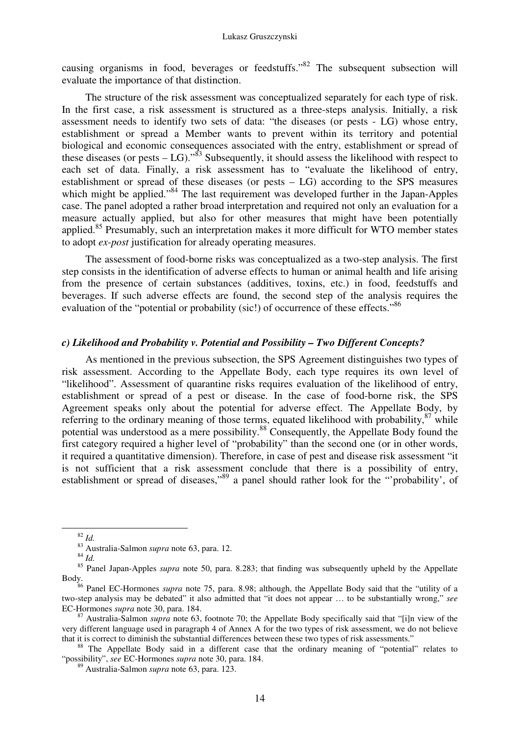causing organisms in food, beverages or feedstuffs."[82] The subsequent subsection will evaluate the importance of that distinction.

The structure of the risk assessment was conceptualized separately for each type of risk. In the first case, a risk assessment is structured as a three-steps analysis. Initially, a risk assessment needs to identify two sets of data: "the diseases (or pests - LG) whose entry, establishment or spread a Member wants to prevent within its territory and potential biological and economic consequences associated with the entry, establishment or spread of these diseases (or pests – LG)."[83] Subsequently, it should assess the likelihood with respect to each set of data. Finally, a risk assessment has to "evaluate the likelihood of entry, establishment or spread of these diseases (or pests – LG) according to the SPS measures which might be applied."[84] The last requirement was developed further in the Japan-Apples case. The panel adopted a rather broad interpretation and required not only an evaluation for a measure actually applied, but also for other measures that might have been potentially applied.[85] Presumably, such an interpretation makes it more difficult for WTO member states to adopt *ex-post* justification for already operating measures.

The assessment of food-borne risks was conceptualized as a two-step analysis. The first step consists in the identification of adverse effects to human or animal health and life arising from the presence of certain substances (additives, toxins, etc.) in food, feedstuffs and beverages. If such adverse effects are found, the second step of the analysis requires the evaluation of the "potential or probability (sic!) of occurrence of these effects."[86]

### *c) Likelihood and Probability v. Potential and Possibility – Two Different Concepts?*

As mentioned in the previous subsection, the SPS Agreement distinguishes two types of risk assessment. According to the Appellate Body, each type requires its own level of "likelihood". Assessment of quarantine risks requires evaluation of the likelihood of entry, establishment or spread of a pest or disease. In the case of food-borne risk, the SPS Agreement speaks only about the potential for adverse effect. The Appellate Body, by referring to the ordinary meaning of those terms, equated likelihood with probability,[87] while potential was understood as a mere possibility.[88] Consequently, the Appellate Body found the first category required a higher level of "probability" than the second one (or in other words, it required a quantitative dimension). Therefore, in case of pest and disease risk assessment "it is not sufficient that a risk assessment conclude that there is a possibility of entry, establishment or spread of diseases,"[89] a panel should rather look for the "'probability', of

---

[82] *Id.*

[83] Australia-Salmon *supra* note 63, para. 12.

[84] *Id.*

[85] Panel Japan-Apples *supra* note 50, para. 8.283; that finding was subsequently upheld by the Appellate Body.

[86] Panel EC-Hormones *supra* note 75, para. 8.98; although, the Appellate Body said that the "utility of a two-step analysis may be debated" it also admitted that "it does not appear … to be substantially wrong," *see* EC-Hormones *supra* note 30, para. 184.

[87] Australia-Salmon *supra* note 63, footnote 70; the Appellate Body specifically said that "[i]n view of the very different language used in paragraph 4 of Annex A for the two types of risk assessment, we do not believe that it is correct to diminish the substantial differences between these two types of risk assessments."

[88] The Appellate Body said in a different case that the ordinary meaning of "potential" relates to "possibility", *see* EC-Hormones *supra* note 30, para. 184.

[89] Australia-Salmon *supra* note 63, para. 123.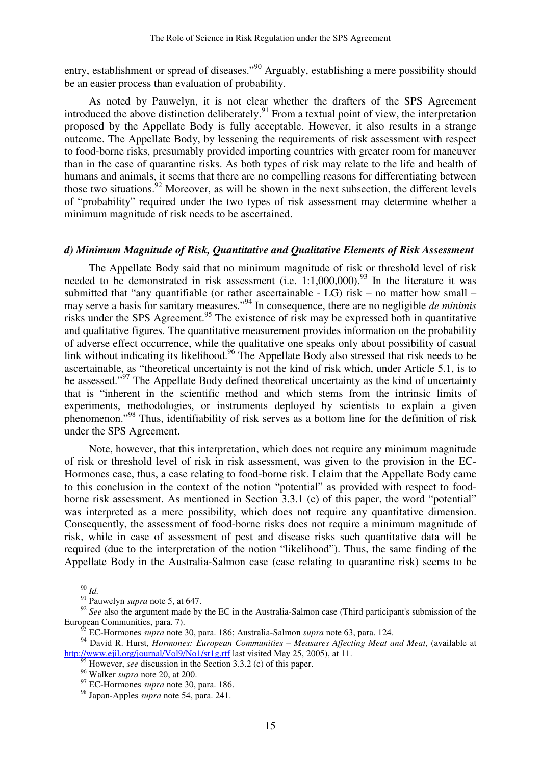entry, establishment or spread of diseases."[90] Arguably, establishing a mere possibility should be an easier process than evaluation of probability.

As noted by Pauwelyn, it is not clear whether the drafters of the SPS Agreement introduced the above distinction deliberately.[91] From a textual point of view, the interpretation proposed by the Appellate Body is fully acceptable. However, it also results in a strange outcome. The Appellate Body, by lessening the requirements of risk assessment with respect to food-borne risks, presumably provided importing countries with greater room for maneuver than in the case of quarantine risks. As both types of risk may relate to the life and health of humans and animals, it seems that there are no compelling reasons for differentiating between those two situations.[92] Moreover, as will be shown in the next subsection, the different levels of "probability" required under the two types of risk assessment may determine whether a minimum magnitude of risk needs to be ascertained.

#### *d) Minimum Magnitude of Risk, Quantitative and Qualitative Elements of Risk Assessment*

The Appellate Body said that no minimum magnitude of risk or threshold level of risk needed to be demonstrated in risk assessment (i.e. 1:1,000,000).[93] In the literature it was submitted that "any quantifiable (or rather ascertainable - LG) risk – no matter how small – may serve a basis for sanitary measures."[94] In consequence, there are no negligible *de minimis* risks under the SPS Agreement.[95] The existence of risk may be expressed both in quantitative and qualitative figures. The quantitative measurement provides information on the probability of adverse effect occurrence, while the qualitative one speaks only about possibility of casual link without indicating its likelihood.[96] The Appellate Body also stressed that risk needs to be ascertainable, as "theoretical uncertainty is not the kind of risk which, under Article 5.1, is to be assessed."[97] The Appellate Body defined theoretical uncertainty as the kind of uncertainty that is "inherent in the scientific method and which stems from the intrinsic limits of experiments, methodologies, or instruments deployed by scientists to explain a given phenomenon."[98] Thus, identifiability of risk serves as a bottom line for the definition of risk under the SPS Agreement.

Note, however, that this interpretation, which does not require any minimum magnitude of risk or threshold level of risk in risk assessment, was given to the provision in the EC-Hormones case, thus, a case relating to food-borne risk. I claim that the Appellate Body came to this conclusion in the context of the notion "potential" as provided with respect to food-borne risk assessment. As mentioned in Section 3.3.1 (c) of this paper, the word "potential" was interpreted as a mere possibility, which does not require any quantitative dimension. Consequently, the assessment of food-borne risks does not require a minimum magnitude of risk, while in case of assessment of pest and disease risks such quantitative data will be required (due to the interpretation of the notion "likelihood"). Thus, the same finding of the Appellate Body in the Australia-Salmon case (case relating to quarantine risk) seems to be

---

[90] *Id.*

[91] Pauwelyn *supra* note 5, at 647.

[92] *See* also the argument made by the EC in the Australia-Salmon case (Third participant's submission of the European Communities, para. 7).

[93] EC-Hormones *supra* note 30, para. 186; Australia-Salmon *supra* note 63, para. 124.

[94] David R. Hurst, *Hormones: European Communities – Measures Affecting Meat and Meat*, (available at http://www.ejil.org/journal/Vol9/No1/sr1g.rtf last visited May 25, 2005), at 11.

[95] However, *see* discussion in the Section 3.3.2 (c) of this paper.

[96] Walker *supra* note 20, at 200.

[97] EC-Hormones *supra* note 30, para. 186.

[98] Japan-Apples *supra* note 54, para. 241.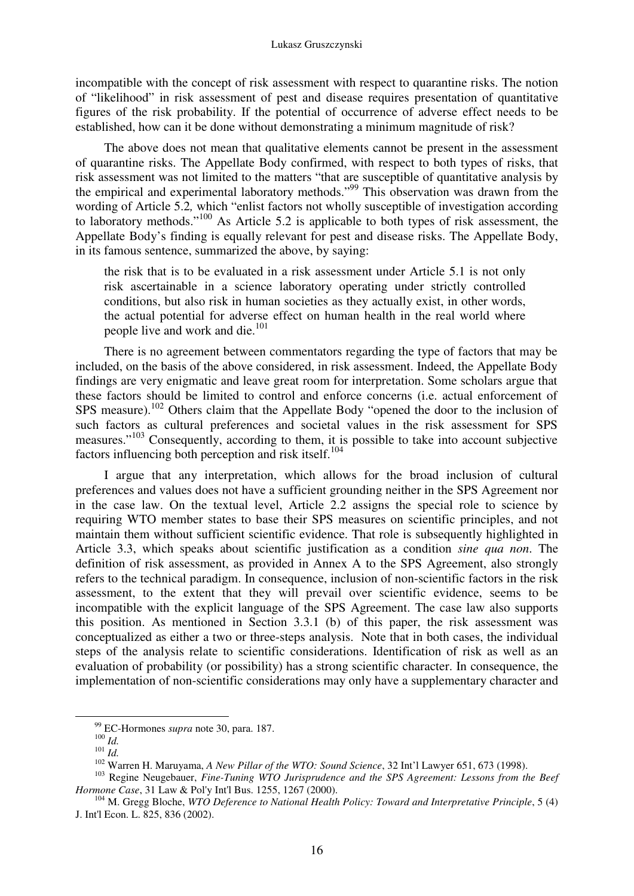incompatible with the concept of risk assessment with respect to quarantine risks. The notion of "likelihood" in risk assessment of pest and disease requires presentation of quantitative figures of the risk probability. If the potential of occurrence of adverse effect needs to be established, how can it be done without demonstrating a minimum magnitude of risk?

The above does not mean that qualitative elements cannot be present in the assessment of quarantine risks. The Appellate Body confirmed, with respect to both types of risks, that risk assessment was not limited to the matters "that are susceptible of quantitative analysis by the empirical and experimental laboratory methods."[99] This observation was drawn from the wording of Article 5.2*,* which "enlist factors not wholly susceptible of investigation according to laboratory methods."[100] As Article 5.2 is applicable to both types of risk assessment, the Appellate Body's finding is equally relevant for pest and disease risks. The Appellate Body, in its famous sentence, summarized the above, by saying:

> the risk that is to be evaluated in a risk assessment under Article 5.1 is not only risk ascertainable in a science laboratory operating under strictly controlled conditions, but also risk in human societies as they actually exist, in other words, the actual potential for adverse effect on human health in the real world where people live and work and die.[101]

There is no agreement between commentators regarding the type of factors that may be included, on the basis of the above considered, in risk assessment. Indeed, the Appellate Body findings are very enigmatic and leave great room for interpretation. Some scholars argue that these factors should be limited to control and enforce concerns (i.e. actual enforcement of SPS measure).[102] Others claim that the Appellate Body "opened the door to the inclusion of such factors as cultural preferences and societal values in the risk assessment for SPS measures."[103] Consequently, according to them, it is possible to take into account subjective factors influencing both perception and risk itself.[104]

I argue that any interpretation, which allows for the broad inclusion of cultural preferences and values does not have a sufficient grounding neither in the SPS Agreement nor in the case law. On the textual level, Article 2.2 assigns the special role to science by requiring WTO member states to base their SPS measures on scientific principles, and not maintain them without sufficient scientific evidence. That role is subsequently highlighted in Article 3.3, which speaks about scientific justification as a condition *sine qua non*. The definition of risk assessment, as provided in Annex A to the SPS Agreement, also strongly refers to the technical paradigm. In consequence, inclusion of non-scientific factors in the risk assessment, to the extent that they will prevail over scientific evidence, seems to be incompatible with the explicit language of the SPS Agreement. The case law also supports this position. As mentioned in Section 3.3.1 (b) of this paper, the risk assessment was conceptualized as either a two or three-steps analysis. Note that in both cases, the individual steps of the analysis relate to scientific considerations. Identification of risk as well as an evaluation of probability (or possibility) has a strong scientific character. In consequence, the implementation of non-scientific considerations may only have a supplementary character and

---

[99] EC-Hormones *supra* note 30, para. 187.

[100] *Id.*

[101] *Id.*

[102] Warren H. Maruyama, *A New Pillar of the WTO: Sound Science*, 32 Int'l Lawyer 651, 673 (1998).

[103] Regine Neugebauer, *Fine-Tuning WTO Jurisprudence and the SPS Agreement: Lessons from the Beef Hormone Case*, 31 Law & Pol'y Int'l Bus. 1255, 1267 (2000).

[104] M. Gregg Bloche, *WTO Deference to National Health Policy: Toward and Interpretative Principle*, 5 (4) J. Int'l Econ. L. 825, 836 (2002).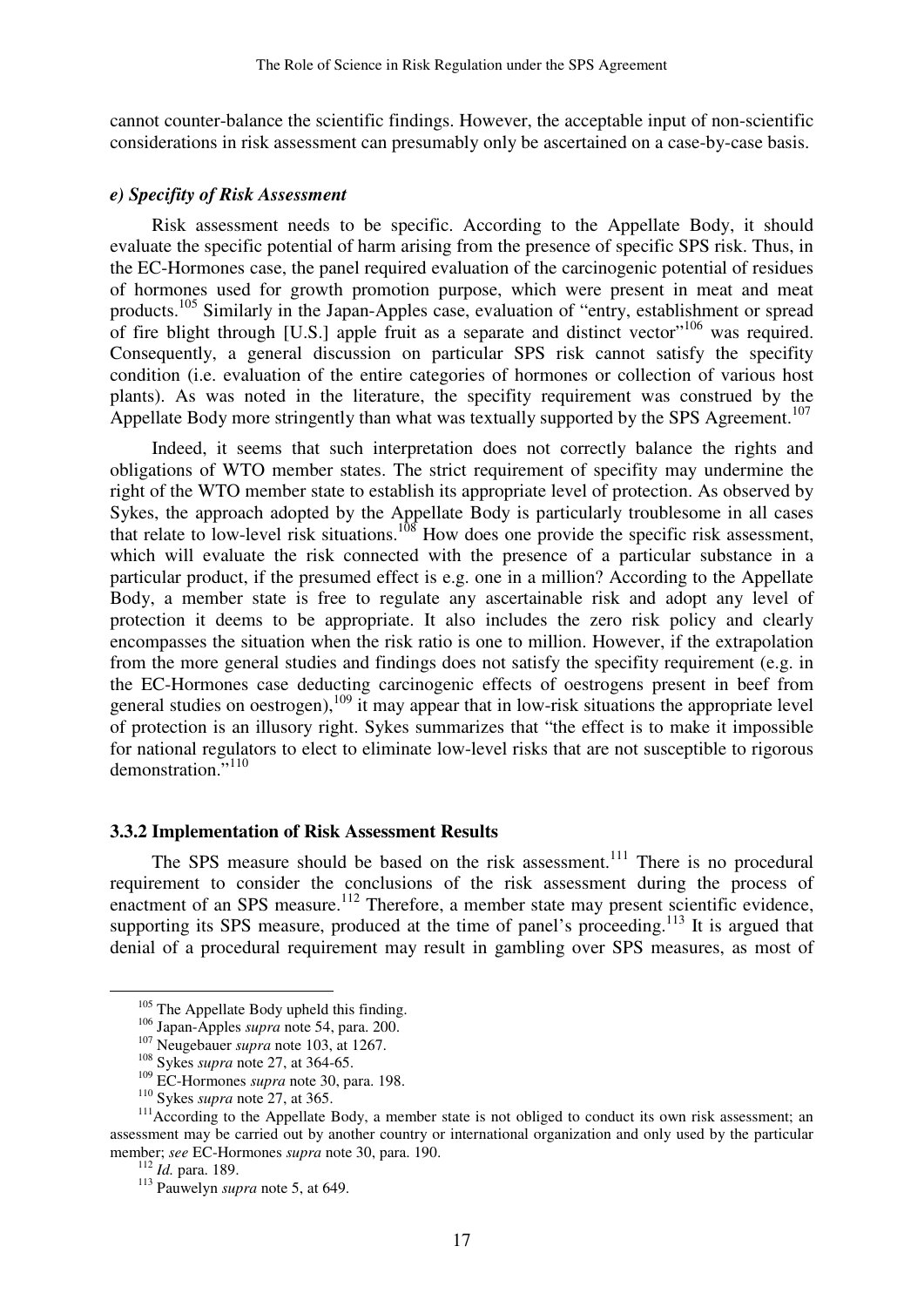cannot counter-balance the scientific findings. However, the acceptable input of non-scientific considerations in risk assessment can presumably only be ascertained on a case-by-case basis.

#### *e) Specifity of Risk Assessment*

Risk assessment needs to be specific. According to the Appellate Body, it should evaluate the specific potential of harm arising from the presence of specific SPS risk. Thus, in the EC-Hormones case, the panel required evaluation of the carcinogenic potential of residues of hormones used for growth promotion purpose, which were present in meat and meat products.[105] Similarly in the Japan-Apples case, evaluation of "entry, establishment or spread of fire blight through [U.S.] apple fruit as a separate and distinct vector"[106] was required. Consequently, a general discussion on particular SPS risk cannot satisfy the specifity condition (i.e. evaluation of the entire categories of hormones or collection of various host plants). As was noted in the literature, the specifity requirement was construed by the Appellate Body more stringently than what was textually supported by the SPS Agreement.[107]

Indeed, it seems that such interpretation does not correctly balance the rights and obligations of WTO member states. The strict requirement of specifity may undermine the right of the WTO member state to establish its appropriate level of protection. As observed by Sykes, the approach adopted by the Appellate Body is particularly troublesome in all cases that relate to low-level risk situations.[108] How does one provide the specific risk assessment, which will evaluate the risk connected with the presence of a particular substance in a particular product, if the presumed effect is e.g. one in a million? According to the Appellate Body, a member state is free to regulate any ascertainable risk and adopt any level of protection it deems to be appropriate. It also includes the zero risk policy and clearly encompasses the situation when the risk ratio is one to million. However, if the extrapolation from the more general studies and findings does not satisfy the specifity requirement (e.g. in the EC-Hormones case deducting carcinogenic effects of oestrogens present in beef from general studies on oestrogen),[109] it may appear that in low-risk situations the appropriate level of protection is an illusory right. Sykes summarizes that "the effect is to make it impossible for national regulators to elect to eliminate low-level risks that are not susceptible to rigorous demonstration."[110]

### 3.3.2 Implementation of Risk Assessment Results

The SPS measure should be based on the risk assessment.[111] There is no procedural requirement to consider the conclusions of the risk assessment during the process of enactment of an SPS measure.[112] Therefore, a member state may present scientific evidence, supporting its SPS measure, produced at the time of panel's proceeding.[113] It is argued that denial of a procedural requirement may result in gambling over SPS measures, as most of

---

[105] The Appellate Body upheld this finding.

[106] Japan-Apples *supra* note 54, para. 200.

[107] Neugebauer *supra* note 103, at 1267.

[108] Sykes *supra* note 27, at 364-65.

[109] EC-Hormones *supra* note 30, para. 198.

[110] Sykes *supra* note 27, at 365.

[111] According to the Appellate Body, a member state is not obliged to conduct its own risk assessment; an assessment may be carried out by another country or international organization and only used by the particular member; *see* EC-Hormones *supra* note 30, para. 190.

[112] *Id.* para. 189.

[113] Pauwelyn *supra* note 5, at 649.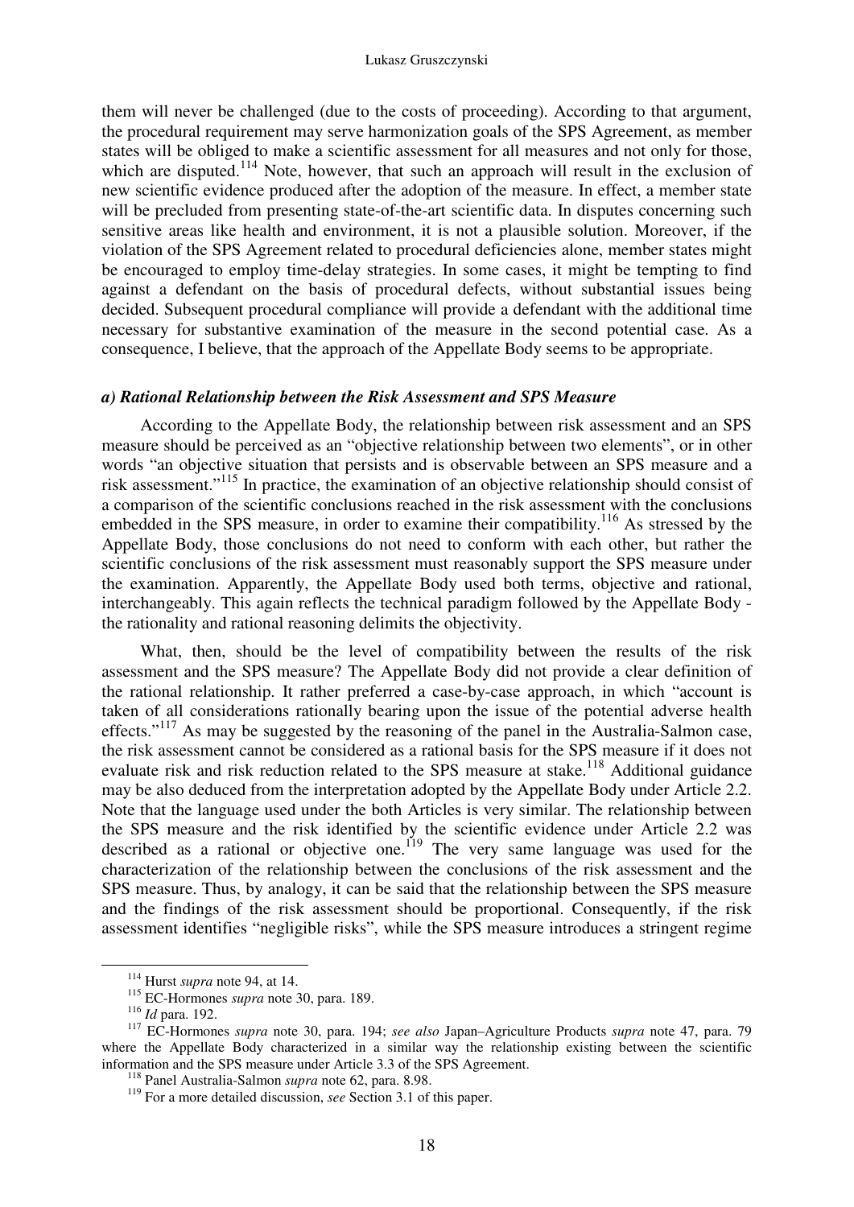them will never be challenged (due to the costs of proceeding). According to that argument, the procedural requirement may serve harmonization goals of the SPS Agreement, as member states will be obliged to make a scientific assessment for all measures and not only for those, which are disputed.[114] Note, however, that such an approach will result in the exclusion of new scientific evidence produced after the adoption of the measure. In effect, a member state will be precluded from presenting state-of-the-art scientific data. In disputes concerning such sensitive areas like health and environment, it is not a plausible solution. Moreover, if the violation of the SPS Agreement related to procedural deficiencies alone, member states might be encouraged to employ time-delay strategies. In some cases, it might be tempting to find against a defendant on the basis of procedural defects, without substantial issues being decided. Subsequent procedural compliance will provide a defendant with the additional time necessary for substantive examination of the measure in the second potential case. As a consequence, I believe, that the approach of the Appellate Body seems to be appropriate.

#### *a) Rational Relationship between the Risk Assessment and SPS Measure*

According to the Appellate Body, the relationship between risk assessment and an SPS measure should be perceived as an "objective relationship between two elements", or in other words "an objective situation that persists and is observable between an SPS measure and a risk assessment."[115] In practice, the examination of an objective relationship should consist of a comparison of the scientific conclusions reached in the risk assessment with the conclusions embedded in the SPS measure, in order to examine their compatibility.[116] As stressed by the Appellate Body, those conclusions do not need to conform with each other, but rather the scientific conclusions of the risk assessment must reasonably support the SPS measure under the examination. Apparently, the Appellate Body used both terms, objective and rational, interchangeably. This again reflects the technical paradigm followed by the Appellate Body - the rationality and rational reasoning delimits the objectivity.

What, then, should be the level of compatibility between the results of the risk assessment and the SPS measure? The Appellate Body did not provide a clear definition of the rational relationship. It rather preferred a case-by-case approach, in which "account is taken of all considerations rationally bearing upon the issue of the potential adverse health effects."[117] As may be suggested by the reasoning of the panel in the Australia-Salmon case, the risk assessment cannot be considered as a rational basis for the SPS measure if it does not evaluate risk and risk reduction related to the SPS measure at stake.[118] Additional guidance may be also deduced from the interpretation adopted by the Appellate Body under Article 2.2. Note that the language used under the both Articles is very similar. The relationship between the SPS measure and the risk identified by the scientific evidence under Article 2.2 was described as a rational or objective one.[119] The very same language was used for the characterization of the relationship between the conclusions of the risk assessment and the SPS measure. Thus, by analogy, it can be said that the relationship between the SPS measure and the findings of the risk assessment should be proportional. Consequently, if the risk assessment identifies "negligible risks", while the SPS measure introduces a stringent regime

---

[114] Hurst *supra* note 94, at 14.

[115] EC-Hormones *supra* note 30, para. 189.

[116] *Id* para. 192.

[117] EC-Hormones *supra* note 30, para. 194; *see also* Japan–Agriculture Products *supra* note 47, para. 79 where the Appellate Body characterized in a similar way the relationship existing between the scientific information and the SPS measure under Article 3.3 of the SPS Agreement.

[118] Panel Australia-Salmon *supra* note 62, para. 8.98.

[119] For a more detailed discussion, *see* Section 3.1 of this paper.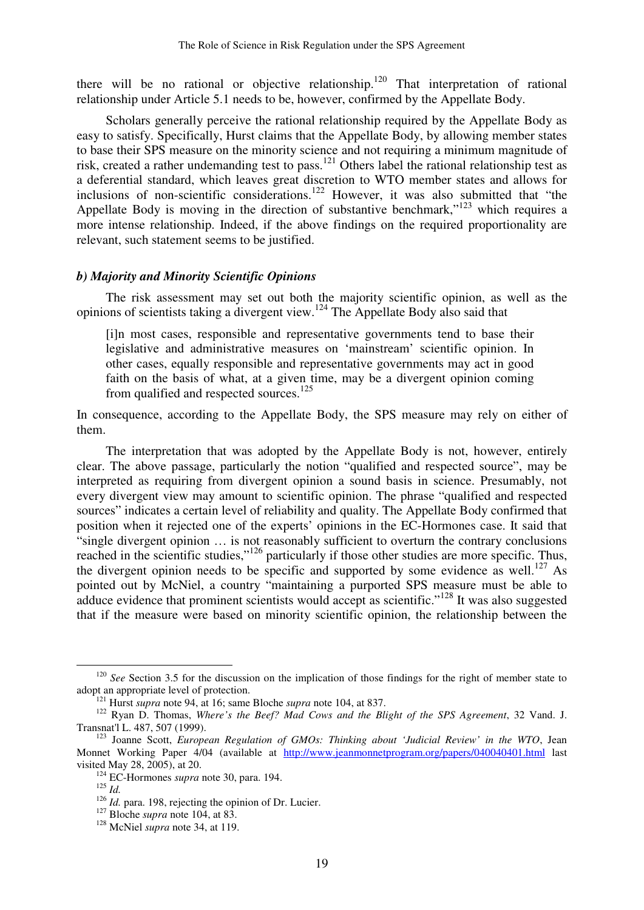there will be no rational or objective relationship.[120] That interpretation of rational relationship under Article 5.1 needs to be, however, confirmed by the Appellate Body.

Scholars generally perceive the rational relationship required by the Appellate Body as easy to satisfy. Specifically, Hurst claims that the Appellate Body, by allowing member states to base their SPS measure on the minority science and not requiring a minimum magnitude of risk, created a rather undemanding test to pass.[121] Others label the rational relationship test as a deferential standard, which leaves great discretion to WTO member states and allows for inclusions of non-scientific considerations.[122] However, it was also submitted that "the Appellate Body is moving in the direction of substantive benchmark,"[123] which requires a more intense relationship. Indeed, if the above findings on the required proportionality are relevant, such statement seems to be justified.

### *b) Majority and Minority Scientific Opinions*

The risk assessment may set out both the majority scientific opinion, as well as the opinions of scientists taking a divergent view.[124] The Appellate Body also said that

> [i]n most cases, responsible and representative governments tend to base their legislative and administrative measures on 'mainstream' scientific opinion. In other cases, equally responsible and representative governments may act in good faith on the basis of what, at a given time, may be a divergent opinion coming from qualified and respected sources.[125]

In consequence, according to the Appellate Body, the SPS measure may rely on either of them.

The interpretation that was adopted by the Appellate Body is not, however, entirely clear. The above passage, particularly the notion "qualified and respected source", may be interpreted as requiring from divergent opinion a sound basis in science. Presumably, not every divergent view may amount to scientific opinion. The phrase "qualified and respected sources" indicates a certain level of reliability and quality. The Appellate Body confirmed that position when it rejected one of the experts' opinions in the EC-Hormones case. It said that "single divergent opinion … is not reasonably sufficient to overturn the contrary conclusions reached in the scientific studies,"[126] particularly if those other studies are more specific. Thus, the divergent opinion needs to be specific and supported by some evidence as well.[127] As pointed out by McNiel, a country "maintaining a purported SPS measure must be able to adduce evidence that prominent scientists would accept as scientific."[128] It was also suggested that if the measure were based on minority scientific opinion, the relationship between the

---

[120] *See* Section 3.5 for the discussion on the implication of those findings for the right of member state to adopt an appropriate level of protection.

[121] Hurst *supra* note 94, at 16; same Bloche *supra* note 104, at 837.

[122] Ryan D. Thomas, *Where's the Beef? Mad Cows and the Blight of the SPS Agreement*, 32 Vand. J. Transnat'l L. 487, 507 (1999).

[123] Joanne Scott, *European Regulation of GMOs: Thinking about 'Judicial Review' in the WTO*, Jean Monnet Working Paper 4/04 (available at http://www.jeanmonnetprogram.org/papers/040040401.html last visited May 28, 2005), at 20.

[124] EC-Hormones *supra* note 30, para. 194.

[125] *Id.*

[126] *Id.* para. 198, rejecting the opinion of Dr. Lucier.

[127] Bloche *supra* note 104, at 83.

[128] McNiel *supra* note 34, at 119.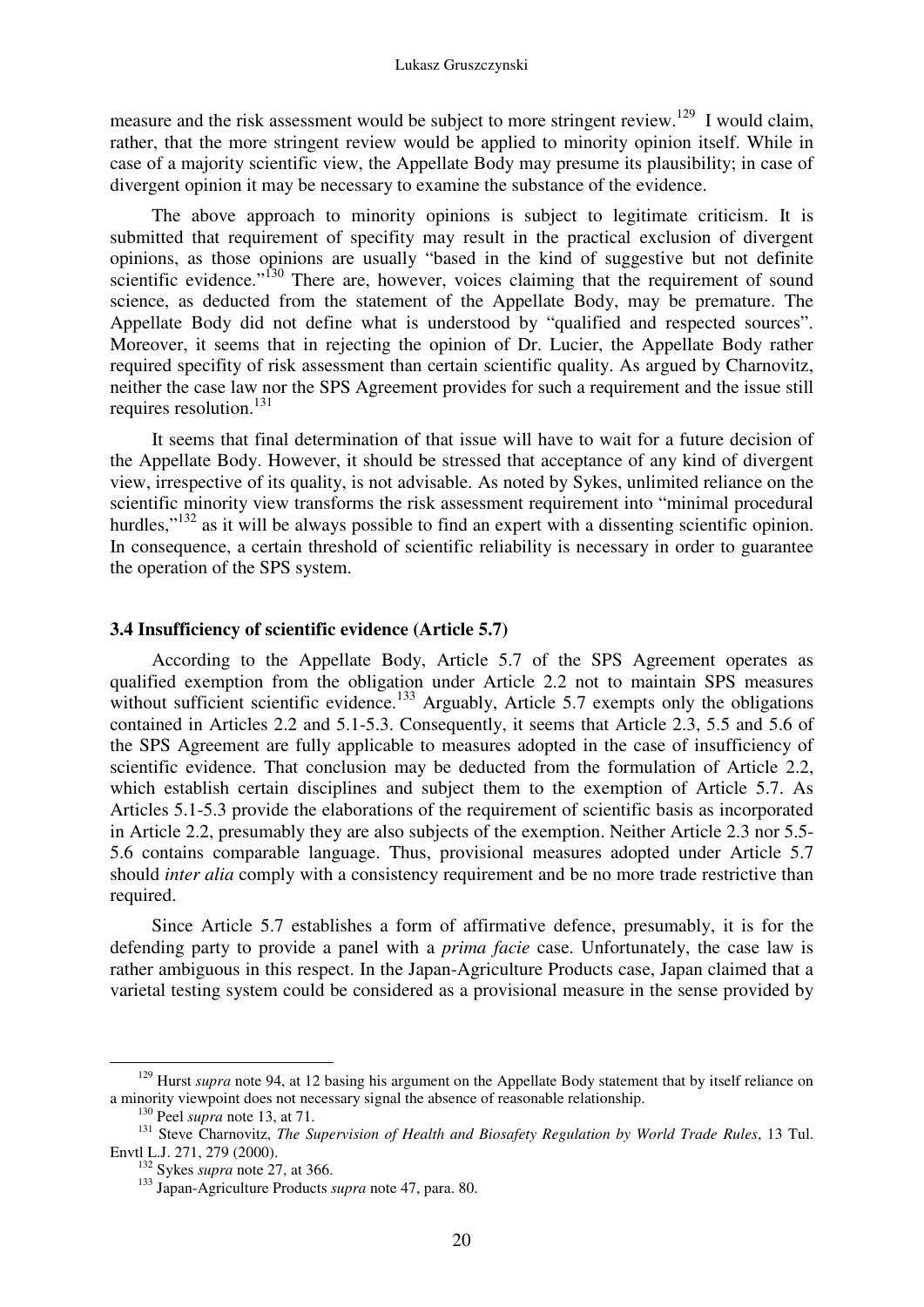measure and the risk assessment would be subject to more stringent review.[129] I would claim, rather, that the more stringent review would be applied to minority opinion itself. While in case of a majority scientific view, the Appellate Body may presume its plausibility; in case of divergent opinion it may be necessary to examine the substance of the evidence.

The above approach to minority opinions is subject to legitimate criticism. It is submitted that requirement of specifity may result in the practical exclusion of divergent opinions, as those opinions are usually "based in the kind of suggestive but not definite scientific evidence."[130] There are, however, voices claiming that the requirement of sound science, as deducted from the statement of the Appellate Body, may be premature. The Appellate Body did not define what is understood by "qualified and respected sources". Moreover, it seems that in rejecting the opinion of Dr. Lucier, the Appellate Body rather required specifity of risk assessment than certain scientific quality. As argued by Charnovitz, neither the case law nor the SPS Agreement provides for such a requirement and the issue still requires resolution.[131]

It seems that final determination of that issue will have to wait for a future decision of the Appellate Body. However, it should be stressed that acceptance of any kind of divergent view, irrespective of its quality, is not advisable. As noted by Sykes, unlimited reliance on the scientific minority view transforms the risk assessment requirement into "minimal procedural hurdles,"[132] as it will be always possible to find an expert with a dissenting scientific opinion. In consequence, a certain threshold of scientific reliability is necessary in order to guarantee the operation of the SPS system.

### 3.4 Insufficiency of scientific evidence (Article 5.7)

According to the Appellate Body, Article 5.7 of the SPS Agreement operates as qualified exemption from the obligation under Article 2.2 not to maintain SPS measures without sufficient scientific evidence.[133] Arguably, Article 5.7 exempts only the obligations contained in Articles 2.2 and 5.1-5.3. Consequently, it seems that Article 2.3, 5.5 and 5.6 of the SPS Agreement are fully applicable to measures adopted in the case of insufficiency of scientific evidence. That conclusion may be deducted from the formulation of Article 2.2, which establish certain disciplines and subject them to the exemption of Article 5.7. As Articles 5.1-5.3 provide the elaborations of the requirement of scientific basis as incorporated in Article 2.2, presumably they are also subjects of the exemption. Neither Article 2.3 nor 5.5-5.6 contains comparable language. Thus, provisional measures adopted under Article 5.7 should *inter alia* comply with a consistency requirement and be no more trade restrictive than required.

Since Article 5.7 establishes a form of affirmative defence, presumably, it is for the defending party to provide a panel with a *prima facie* case. Unfortunately, the case law is rather ambiguous in this respect. In the Japan-Agriculture Products case, Japan claimed that a varietal testing system could be considered as a provisional measure in the sense provided by

---

[129] Hurst *supra* note 94, at 12 basing his argument on the Appellate Body statement that by itself reliance on a minority viewpoint does not necessary signal the absence of reasonable relationship.

[130] Peel *supra* note 13, at 71.

[131] Steve Charnovitz, *The Supervision of Health and Biosafety Regulation by World Trade Rules*, 13 Tul. Envtl L.J. 271, 279 (2000).

[132] Sykes *supra* note 27, at 366.

[133] Japan-Agriculture Products *supra* note 47, para. 80.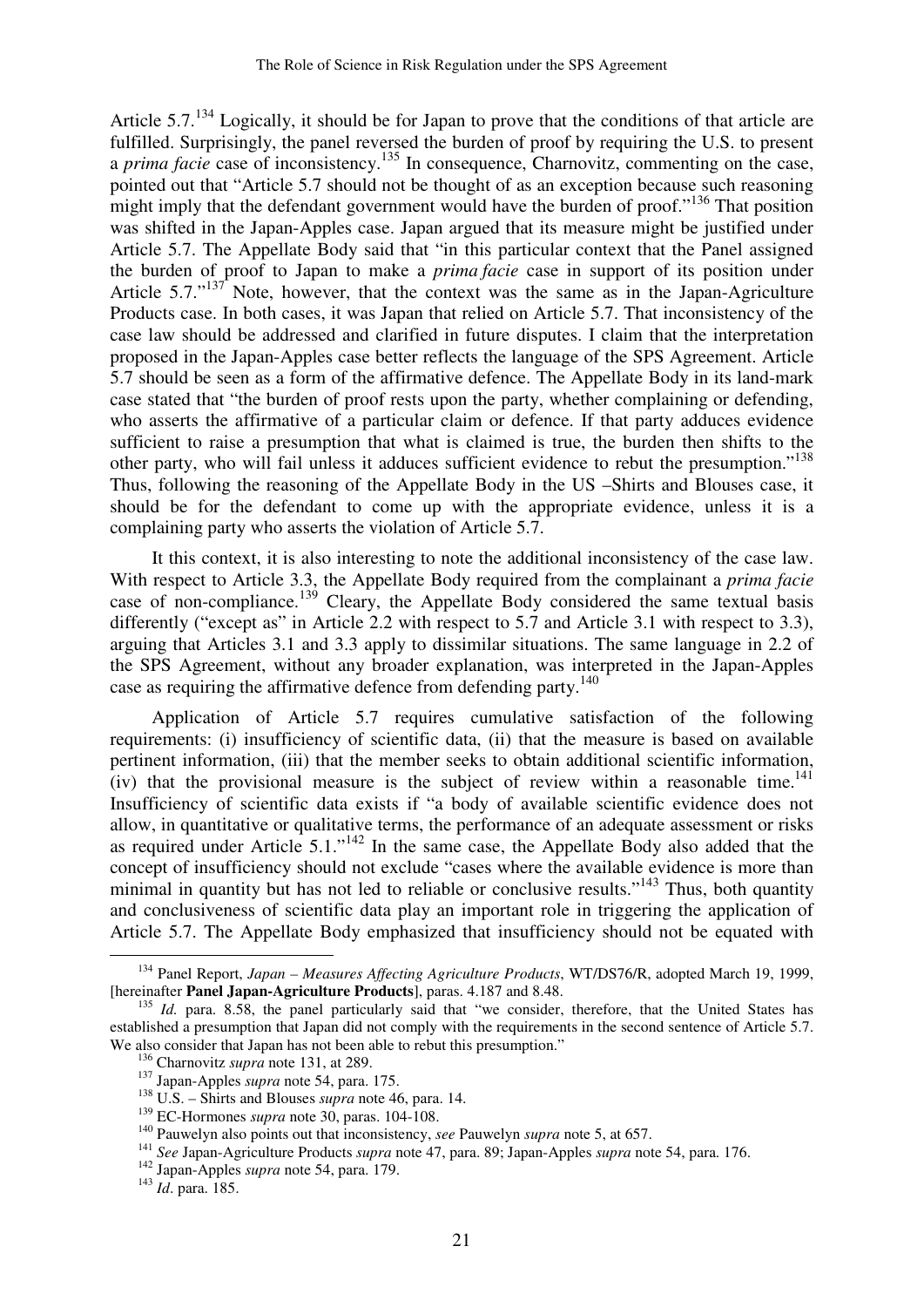Article 5.7.[134] Logically, it should be for Japan to prove that the conditions of that article are fulfilled. Surprisingly, the panel reversed the burden of proof by requiring the U.S. to present a *prima facie* case of inconsistency.[135] In consequence, Charnovitz, commenting on the case, pointed out that "Article 5.7 should not be thought of as an exception because such reasoning might imply that the defendant government would have the burden of proof."[136] That position was shifted in the Japan-Apples case. Japan argued that its measure might be justified under Article 5.7. The Appellate Body said that "in this particular context that the Panel assigned the burden of proof to Japan to make a *prima facie* case in support of its position under Article 5.7."[137] Note, however, that the context was the same as in the Japan-Agriculture Products case. In both cases, it was Japan that relied on Article 5.7. That inconsistency of the case law should be addressed and clarified in future disputes. I claim that the interpretation proposed in the Japan-Apples case better reflects the language of the SPS Agreement. Article 5.7 should be seen as a form of the affirmative defence. The Appellate Body in its land-mark case stated that "the burden of proof rests upon the party, whether complaining or defending, who asserts the affirmative of a particular claim or defence. If that party adduces evidence sufficient to raise a presumption that what is claimed is true, the burden then shifts to the other party, who will fail unless it adduces sufficient evidence to rebut the presumption."[138] Thus, following the reasoning of the Appellate Body in the US –Shirts and Blouses case, it should be for the defendant to come up with the appropriate evidence, unless it is a complaining party who asserts the violation of Article 5.7.

It this context, it is also interesting to note the additional inconsistency of the case law. With respect to Article 3.3, the Appellate Body required from the complainant a *prima facie* case of non-compliance.[139] Cleary, the Appellate Body considered the same textual basis differently ("except as" in Article 2.2 with respect to 5.7 and Article 3.1 with respect to 3.3), arguing that Articles 3.1 and 3.3 apply to dissimilar situations. The same language in 2.2 of the SPS Agreement, without any broader explanation, was interpreted in the Japan-Apples case as requiring the affirmative defence from defending party.[140]

Application of Article 5.7 requires cumulative satisfaction of the following requirements: (i) insufficiency of scientific data, (ii) that the measure is based on available pertinent information, (iii) that the member seeks to obtain additional scientific information, (iv) that the provisional measure is the subject of review within a reasonable time.[141] Insufficiency of scientific data exists if "a body of available scientific evidence does not allow, in quantitative or qualitative terms, the performance of an adequate assessment or risks as required under Article 5.1."[142] In the same case, the Appellate Body also added that the concept of insufficiency should not exclude "cases where the available evidence is more than minimal in quantity but has not led to reliable or conclusive results."[143] Thus, both quantity and conclusiveness of scientific data play an important role in triggering the application of Article 5.7. The Appellate Body emphasized that insufficiency should not be equated with

---

[134] Panel Report, *Japan – Measures Affecting Agriculture Products*, WT/DS76/R, adopted March 19, 1999, [hereinafter **Panel Japan-Agriculture Products**], paras. 4.187 and 8.48.

[135] *Id.* para. 8.58, the panel particularly said that "we consider, therefore, that the United States has established a presumption that Japan did not comply with the requirements in the second sentence of Article 5.7. We also consider that Japan has not been able to rebut this presumption."

[136] Charnovitz *supra* note 131, at 289.

[137] Japan-Apples *supra* note 54, para. 175.

[138] U.S. – Shirts and Blouses *supra* note 46, para. 14.

[139] EC-Hormones *supra* note 30, paras. 104-108.

[140] Pauwelyn also points out that inconsistency, *see* Pauwelyn *supra* note 5, at 657.

[141] *See* Japan-Agriculture Products *supra* note 47, para. 89; Japan-Apples *supra* note 54, para. 176.

[142] Japan-Apples *supra* note 54, para. 179.

[143] *Id*. para. 185.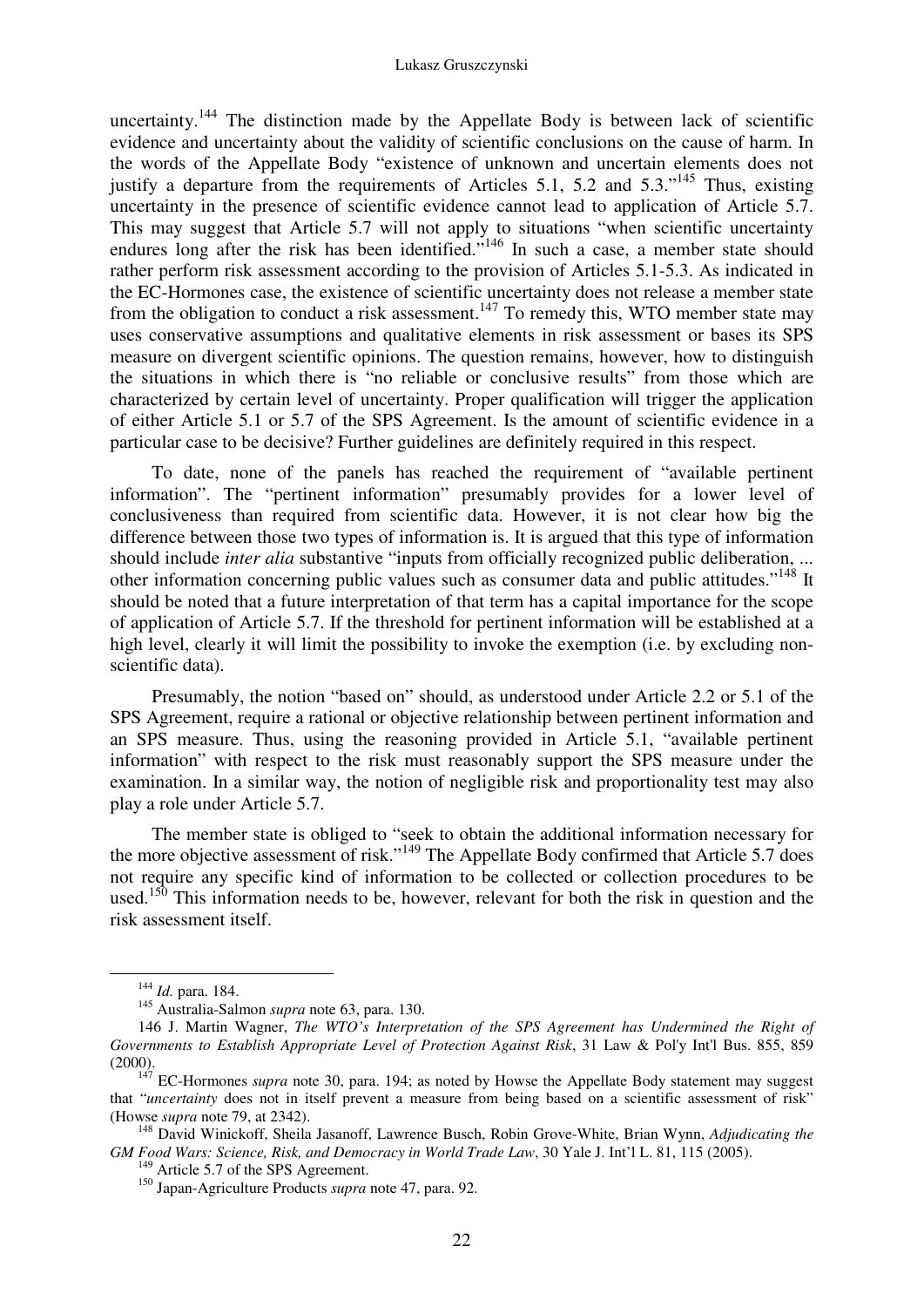uncertainty.[144] The distinction made by the Appellate Body is between lack of scientific evidence and uncertainty about the validity of scientific conclusions on the cause of harm. In the words of the Appellate Body "existence of unknown and uncertain elements does not justify a departure from the requirements of Articles 5.1, 5.2 and 5.3."[145] Thus, existing uncertainty in the presence of scientific evidence cannot lead to application of Article 5.7. This may suggest that Article 5.7 will not apply to situations "when scientific uncertainty endures long after the risk has been identified."[146] In such a case, a member state should rather perform risk assessment according to the provision of Articles 5.1-5.3. As indicated in the EC-Hormones case, the existence of scientific uncertainty does not release a member state from the obligation to conduct a risk assessment.[147] To remedy this, WTO member state may uses conservative assumptions and qualitative elements in risk assessment or bases its SPS measure on divergent scientific opinions. The question remains, however, how to distinguish the situations in which there is "no reliable or conclusive results" from those which are characterized by certain level of uncertainty. Proper qualification will trigger the application of either Article 5.1 or 5.7 of the SPS Agreement. Is the amount of scientific evidence in a particular case to be decisive? Further guidelines are definitely required in this respect.

To date, none of the panels has reached the requirement of "available pertinent information". The "pertinent information" presumably provides for a lower level of conclusiveness than required from scientific data. However, it is not clear how big the difference between those two types of information is. It is argued that this type of information should include *inter alia* substantive "inputs from officially recognized public deliberation, ... other information concerning public values such as consumer data and public attitudes."[148] It should be noted that a future interpretation of that term has a capital importance for the scope of application of Article 5.7. If the threshold for pertinent information will be established at a high level, clearly it will limit the possibility to invoke the exemption (i.e. by excluding non-scientific data).

Presumably, the notion "based on" should, as understood under Article 2.2 or 5.1 of the SPS Agreement, require a rational or objective relationship between pertinent information and an SPS measure. Thus, using the reasoning provided in Article 5.1, "available pertinent information" with respect to the risk must reasonably support the SPS measure under the examination. In a similar way, the notion of negligible risk and proportionality test may also play a role under Article 5.7.

The member state is obliged to "seek to obtain the additional information necessary for the more objective assessment of risk."[149] The Appellate Body confirmed that Article 5.7 does not require any specific kind of information to be collected or collection procedures to be used.[150] This information needs to be, however, relevant for both the risk in question and the risk assessment itself.

---

[144] *Id.* para. 184.

[145] Australia-Salmon *supra* note 63, para. 130.

146 J. Martin Wagner, *The WTO's Interpretation of the SPS Agreement has Undermined the Right of Governments to Establish Appropriate Level of Protection Against Risk*, 31 Law & Pol'y Int'l Bus. 855, 859 (2000).

[147] EC-Hormones *supra* note 30, para. 194; as noted by Howse the Appellate Body statement may suggest that "*uncertainty* does not in itself prevent a measure from being based on a scientific assessment of risk" (Howse *supra* note 79, at 2342).

[148] David Winickoff, Sheila Jasanoff, Lawrence Busch, Robin Grove-White, Brian Wynn, *Adjudicating the GM Food Wars: Science, Risk, and Democracy in World Trade Law*, 30 Yale J. Int'l L. 81, 115 (2005).

[149] Article 5.7 of the SPS Agreement.

[150] Japan-Agriculture Products *supra* note 47, para. 92.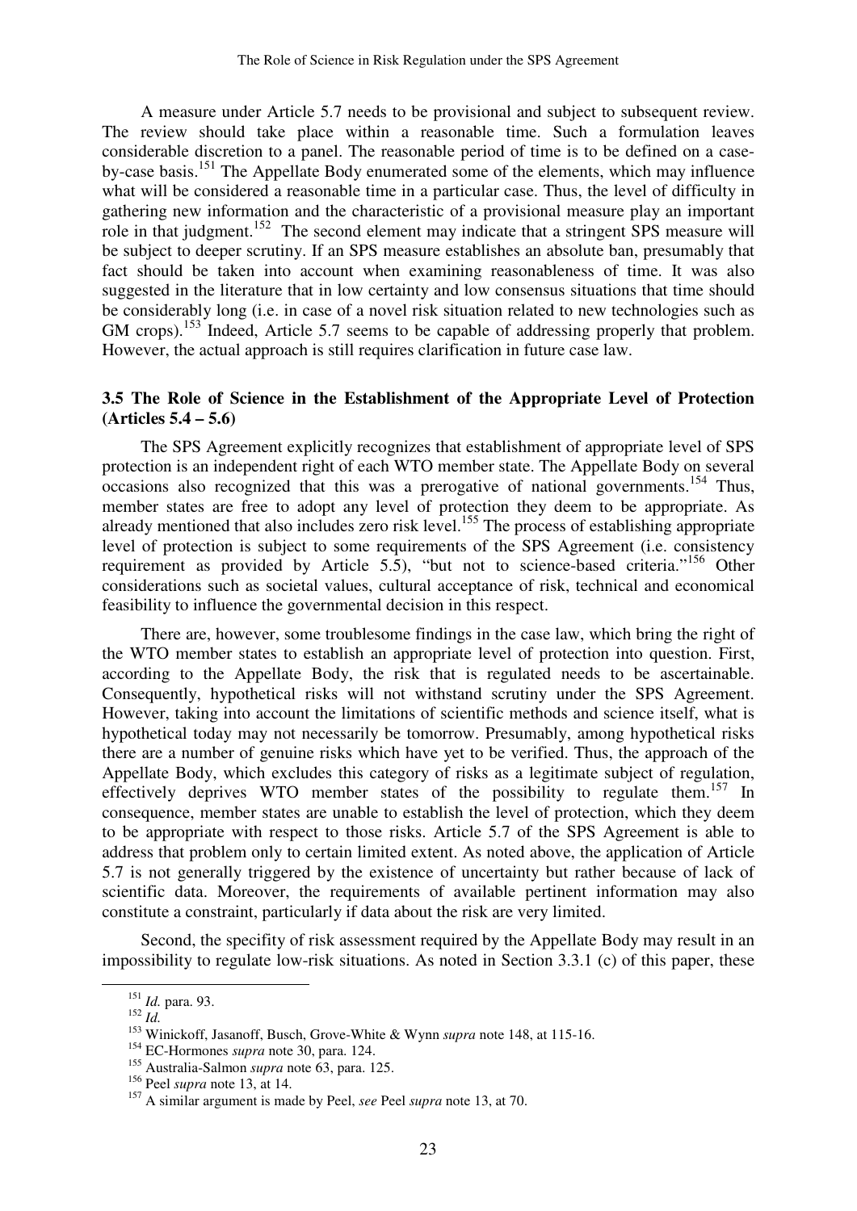A measure under Article 5.7 needs to be provisional and subject to subsequent review. The review should take place within a reasonable time. Such a formulation leaves considerable discretion to a panel. The reasonable period of time is to be defined on a case-by-case basis.[151] The Appellate Body enumerated some of the elements, which may influence what will be considered a reasonable time in a particular case. Thus, the level of difficulty in gathering new information and the characteristic of a provisional measure play an important role in that judgment.[152] The second element may indicate that a stringent SPS measure will be subject to deeper scrutiny. If an SPS measure establishes an absolute ban, presumably that fact should be taken into account when examining reasonableness of time. It was also suggested in the literature that in low certainty and low consensus situations that time should be considerably long (i.e. in case of a novel risk situation related to new technologies such as GM crops).[153] Indeed, Article 5.7 seems to be capable of addressing properly that problem. However, the actual approach is still requires clarification in future case law.

### 3.5 The Role of Science in the Establishment of the Appropriate Level of Protection (Articles 5.4 – 5.6)

The SPS Agreement explicitly recognizes that establishment of appropriate level of SPS protection is an independent right of each WTO member state. The Appellate Body on several occasions also recognized that this was a prerogative of national governments.[154] Thus, member states are free to adopt any level of protection they deem to be appropriate. As already mentioned that also includes zero risk level.[155] The process of establishing appropriate level of protection is subject to some requirements of the SPS Agreement (i.e. consistency requirement as provided by Article 5.5), "but not to science-based criteria."[156] Other considerations such as societal values, cultural acceptance of risk, technical and economical feasibility to influence the governmental decision in this respect.

There are, however, some troublesome findings in the case law, which bring the right of the WTO member states to establish an appropriate level of protection into question. First, according to the Appellate Body, the risk that is regulated needs to be ascertainable. Consequently, hypothetical risks will not withstand scrutiny under the SPS Agreement. However, taking into account the limitations of scientific methods and science itself, what is hypothetical today may not necessarily be tomorrow. Presumably, among hypothetical risks there are a number of genuine risks which have yet to be verified. Thus, the approach of the Appellate Body, which excludes this category of risks as a legitimate subject of regulation, effectively deprives WTO member states of the possibility to regulate them.[157] In consequence, member states are unable to establish the level of protection, which they deem to be appropriate with respect to those risks. Article 5.7 of the SPS Agreement is able to address that problem only to certain limited extent. As noted above, the application of Article 5.7 is not generally triggered by the existence of uncertainty but rather because of lack of scientific data. Moreover, the requirements of available pertinent information may also constitute a constraint, particularly if data about the risk are very limited.

Second, the specifity of risk assessment required by the Appellate Body may result in an impossibility to regulate low-risk situations. As noted in Section 3.3.1 (c) of this paper, these

---

[151] *Id.* para. 93.

[152] *Id.*

[153] Winickoff, Jasanoff, Busch, Grove-White & Wynn *supra* note 148, at 115-16.

[154] EC-Hormones *supra* note 30, para. 124.

[155] Australia-Salmon *supra* note 63, para. 125.

[156] Peel *supra* note 13, at 14.

[157] A similar argument is made by Peel, *see* Peel *supra* note 13, at 70.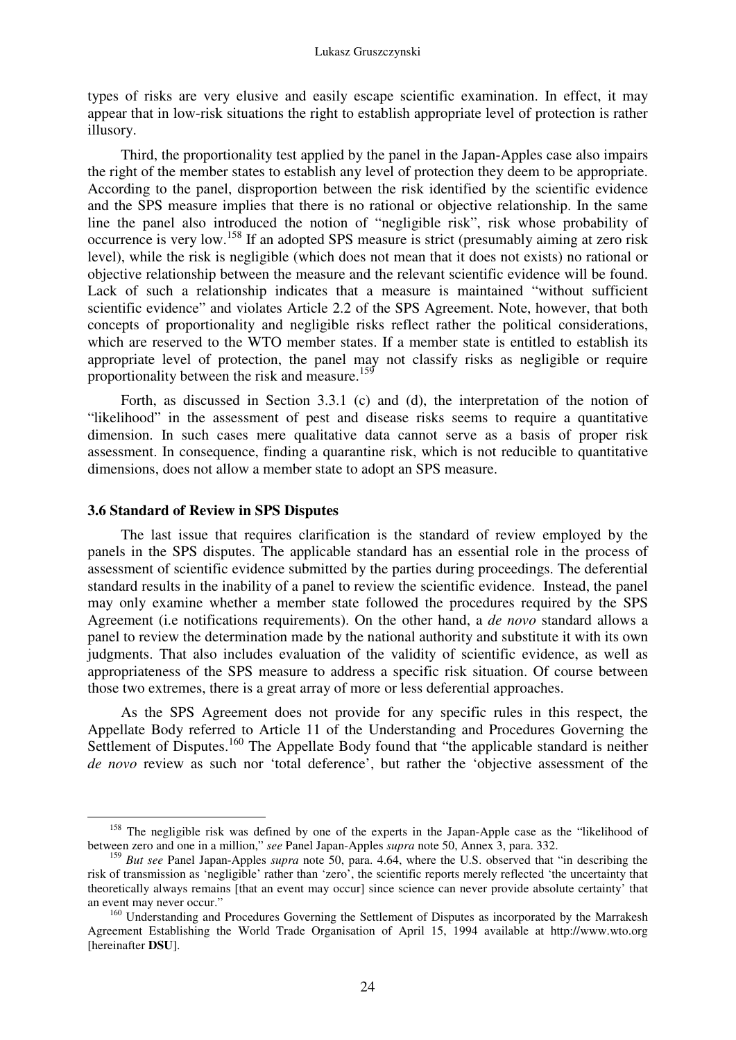types of risks are very elusive and easily escape scientific examination. In effect, it may appear that in low-risk situations the right to establish appropriate level of protection is rather illusory.

Third, the proportionality test applied by the panel in the Japan-Apples case also impairs the right of the member states to establish any level of protection they deem to be appropriate. According to the panel, disproportion between the risk identified by the scientific evidence and the SPS measure implies that there is no rational or objective relationship. In the same line the panel also introduced the notion of "negligible risk", risk whose probability of occurrence is very low.[158] If an adopted SPS measure is strict (presumably aiming at zero risk level), while the risk is negligible (which does not mean that it does not exists) no rational or objective relationship between the measure and the relevant scientific evidence will be found. Lack of such a relationship indicates that a measure is maintained "without sufficient scientific evidence" and violates Article 2.2 of the SPS Agreement. Note, however, that both concepts of proportionality and negligible risks reflect rather the political considerations, which are reserved to the WTO member states. If a member state is entitled to establish its appropriate level of protection, the panel may not classify risks as negligible or require proportionality between the risk and measure.[159]

Forth, as discussed in Section 3.3.1 (c) and (d), the interpretation of the notion of "likelihood" in the assessment of pest and disease risks seems to require a quantitative dimension. In such cases mere qualitative data cannot serve as a basis of proper risk assessment. In consequence, finding a quarantine risk, which is not reducible to quantitative dimensions, does not allow a member state to adopt an SPS measure.

### 3.6 Standard of Review in SPS Disputes

The last issue that requires clarification is the standard of review employed by the panels in the SPS disputes. The applicable standard has an essential role in the process of assessment of scientific evidence submitted by the parties during proceedings. The deferential standard results in the inability of a panel to review the scientific evidence. Instead, the panel may only examine whether a member state followed the procedures required by the SPS Agreement (i.e notifications requirements). On the other hand, a *de novo* standard allows a panel to review the determination made by the national authority and substitute it with its own judgments. That also includes evaluation of the validity of scientific evidence, as well as appropriateness of the SPS measure to address a specific risk situation. Of course between those two extremes, there is a great array of more or less deferential approaches.

As the SPS Agreement does not provide for any specific rules in this respect, the Appellate Body referred to Article 11 of the Understanding and Procedures Governing the Settlement of Disputes.[160] The Appellate Body found that "the applicable standard is neither *de novo* review as such nor 'total deference', but rather the 'objective assessment of the

---

[158] The negligible risk was defined by one of the experts in the Japan-Apple case as the "likelihood of between zero and one in a million," *see* Panel Japan-Apples *supra* note 50, Annex 3, para. 332.

[159] *But see* Panel Japan-Apples *supra* note 50, para. 4.64, where the U.S. observed that "in describing the risk of transmission as 'negligible' rather than 'zero', the scientific reports merely reflected 'the uncertainty that theoretically always remains [that an event may occur] since science can never provide absolute certainty' that an event may never occur."

[160] Understanding and Procedures Governing the Settlement of Disputes as incorporated by the Marrakesh Agreement Establishing the World Trade Organisation of April 15, 1994 available at http://www.wto.org [hereinafter **DSU**].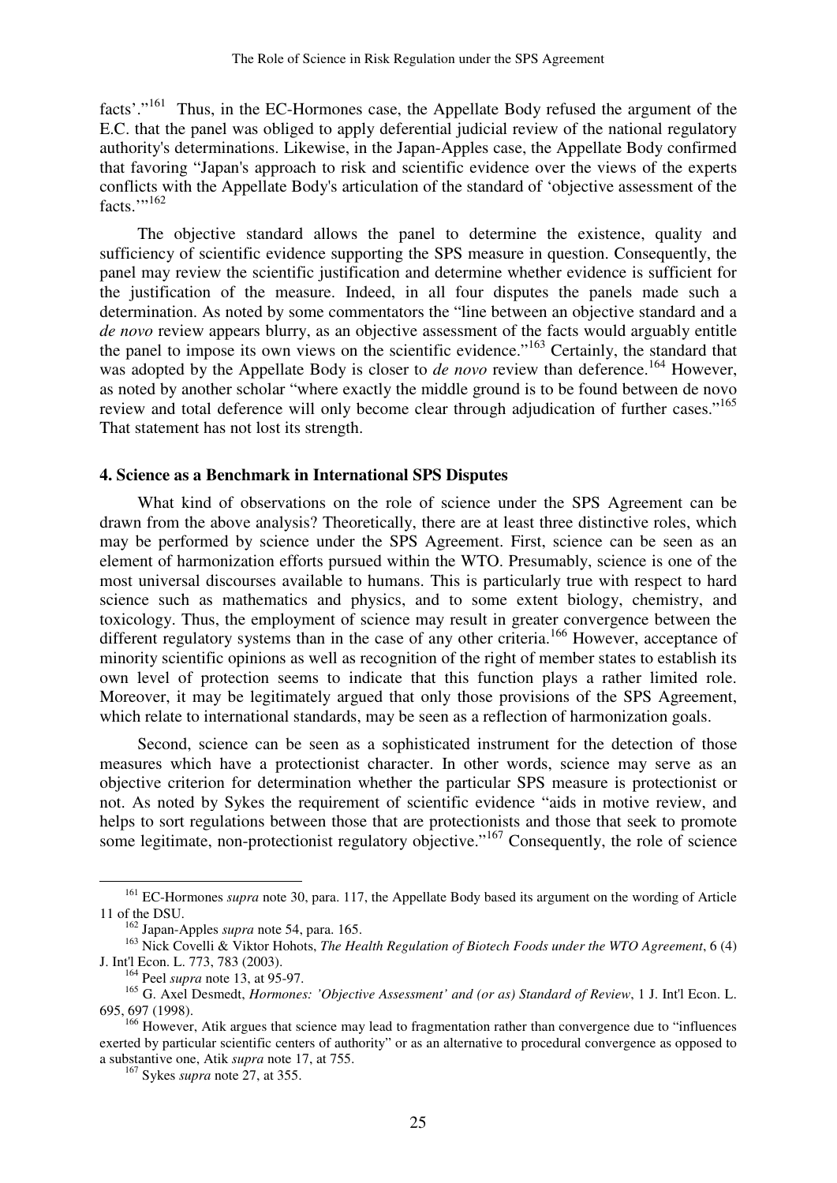facts'."[161] Thus, in the EC-Hormones case, the Appellate Body refused the argument of the E.C. that the panel was obliged to apply deferential judicial review of the national regulatory authority's determinations. Likewise, in the Japan-Apples case, the Appellate Body confirmed that favoring "Japan's approach to risk and scientific evidence over the views of the experts conflicts with the Appellate Body's articulation of the standard of 'objective assessment of the facts.'"[162]

The objective standard allows the panel to determine the existence, quality and sufficiency of scientific evidence supporting the SPS measure in question. Consequently, the panel may review the scientific justification and determine whether evidence is sufficient for the justification of the measure. Indeed, in all four disputes the panels made such a determination. As noted by some commentators the "line between an objective standard and a *de novo* review appears blurry, as an objective assessment of the facts would arguably entitle the panel to impose its own views on the scientific evidence."[163] Certainly, the standard that was adopted by the Appellate Body is closer to *de novo* review than deference.[164] However, as noted by another scholar "where exactly the middle ground is to be found between de novo review and total deference will only become clear through adjudication of further cases."[165] That statement has not lost its strength.

### 4. Science as a Benchmark in International SPS Disputes

What kind of observations on the role of science under the SPS Agreement can be drawn from the above analysis? Theoretically, there are at least three distinctive roles, which may be performed by science under the SPS Agreement. First, science can be seen as an element of harmonization efforts pursued within the WTO. Presumably, science is one of the most universal discourses available to humans. This is particularly true with respect to hard science such as mathematics and physics, and to some extent biology, chemistry, and toxicology. Thus, the employment of science may result in greater convergence between the different regulatory systems than in the case of any other criteria.[166] However, acceptance of minority scientific opinions as well as recognition of the right of member states to establish its own level of protection seems to indicate that this function plays a rather limited role. Moreover, it may be legitimately argued that only those provisions of the SPS Agreement, which relate to international standards, may be seen as a reflection of harmonization goals.

Second, science can be seen as a sophisticated instrument for the detection of those measures which have a protectionist character. In other words, science may serve as an objective criterion for determination whether the particular SPS measure is protectionist or not. As noted by Sykes the requirement of scientific evidence "aids in motive review, and helps to sort regulations between those that are protectionists and those that seek to promote some legitimate, non-protectionist regulatory objective."[167] Consequently, the role of science

---

[161] EC-Hormones *supra* note 30, para. 117, the Appellate Body based its argument on the wording of Article 11 of the DSU.

[162] Japan-Apples *supra* note 54, para. 165.

[163] Nick Covelli & Viktor Hohots, *The Health Regulation of Biotech Foods under the WTO Agreement*, 6 (4) J. Int'l Econ. L. 773, 783 (2003).

[164] Peel *supra* note 13, at 95-97.

[165] G. Axel Desmedt, *Hormones: 'Objective Assessment' and (or as) Standard of Review*, 1 J. Int'l Econ. L. 695, 697 (1998).

[166] However, Atik argues that science may lead to fragmentation rather than convergence due to "influences exerted by particular scientific centers of authority" or as an alternative to procedural convergence as opposed to a substantive one, Atik *supra* note 17, at 755.

[167] Sykes *supra* note 27, at 355.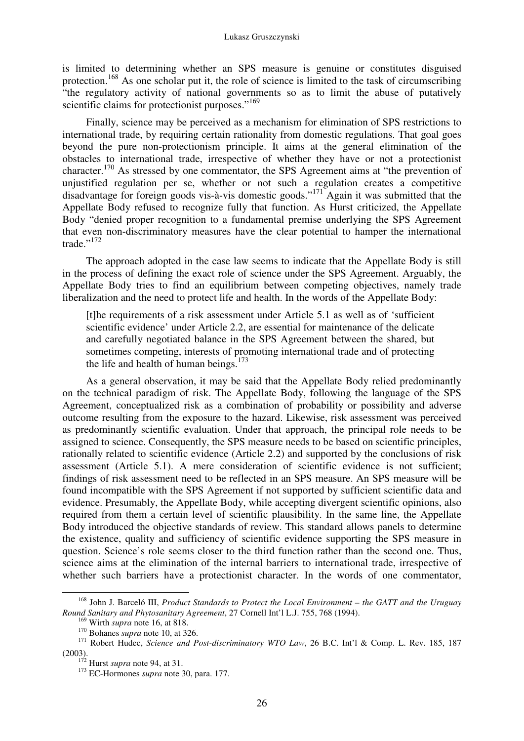is limited to determining whether an SPS measure is genuine or constitutes disguised protection.[168] As one scholar put it, the role of science is limited to the task of circumscribing "the regulatory activity of national governments so as to limit the abuse of putatively scientific claims for protectionist purposes."[169]

Finally, science may be perceived as a mechanism for elimination of SPS restrictions to international trade, by requiring certain rationality from domestic regulations. That goal goes beyond the pure non-protectionism principle. It aims at the general elimination of the obstacles to international trade, irrespective of whether they have or not a protectionist character.[170] As stressed by one commentator, the SPS Agreement aims at "the prevention of unjustified regulation per se, whether or not such a regulation creates a competitive disadvantage for foreign goods vis-à-vis domestic goods."[171] Again it was submitted that the Appellate Body refused to recognize fully that function. As Hurst criticized, the Appellate Body "denied proper recognition to a fundamental premise underlying the SPS Agreement that even non-discriminatory measures have the clear potential to hamper the international trade."[172]

The approach adopted in the case law seems to indicate that the Appellate Body is still in the process of defining the exact role of science under the SPS Agreement. Arguably, the Appellate Body tries to find an equilibrium between competing objectives, namely trade liberalization and the need to protect life and health. In the words of the Appellate Body:

> [t]he requirements of a risk assessment under Article 5.1 as well as of 'sufficient scientific evidence' under Article 2.2, are essential for maintenance of the delicate and carefully negotiated balance in the SPS Agreement between the shared, but sometimes competing, interests of promoting international trade and of protecting the life and health of human beings.[173]

As a general observation, it may be said that the Appellate Body relied predominantly on the technical paradigm of risk. The Appellate Body, following the language of the SPS Agreement, conceptualized risk as a combination of probability or possibility and adverse outcome resulting from the exposure to the hazard. Likewise, risk assessment was perceived as predominantly scientific evaluation. Under that approach, the principal role needs to be assigned to science. Consequently, the SPS measure needs to be based on scientific principles, rationally related to scientific evidence (Article 2.2) and supported by the conclusions of risk assessment (Article 5.1). A mere consideration of scientific evidence is not sufficient; findings of risk assessment need to be reflected in an SPS measure. An SPS measure will be found incompatible with the SPS Agreement if not supported by sufficient scientific data and evidence. Presumably, the Appellate Body, while accepting divergent scientific opinions, also required from them a certain level of scientific plausibility. In the same line, the Appellate Body introduced the objective standards of review. This standard allows panels to determine the existence, quality and sufficiency of scientific evidence supporting the SPS measure in question. Science's role seems closer to the third function rather than the second one. Thus, science aims at the elimination of the internal barriers to international trade, irrespective of whether such barriers have a protectionist character. In the words of one commentator,

---

[168] John J. Barceló III, *Product Standards to Protect the Local Environment – the GATT and the Uruguay Round Sanitary and Phytosanitary Agreement*, 27 Cornell Int'l L.J. 755, 768 (1994).

[169] Wirth *supra* note 16, at 818.

[170] Bohanes *supra* note 10, at 326.

[171] Robert Hudec, *Science and Post-discriminatory WTO Law*, 26 B.C. Int'l & Comp. L. Rev. 185, 187 (2003).

[172] Hurst *supra* note 94, at 31.

[173] EC-Hormones *supra* note 30, para. 177.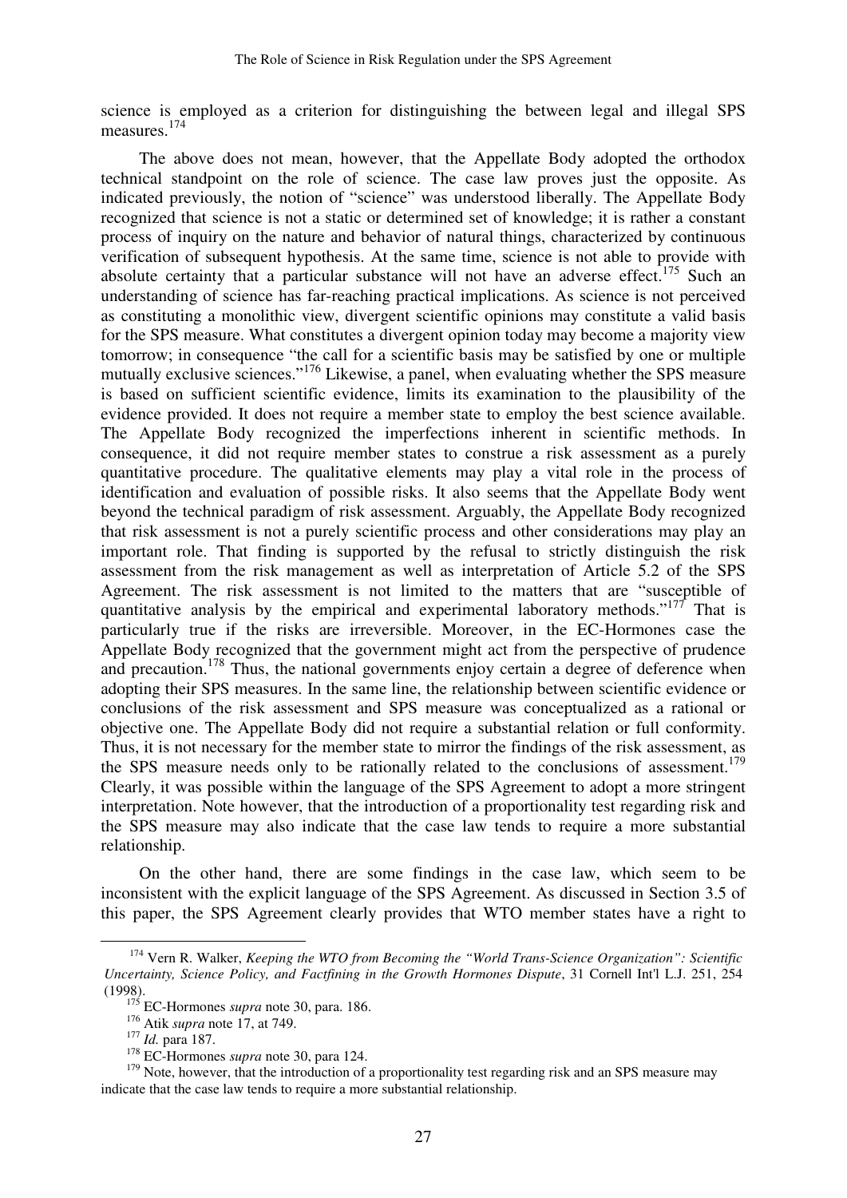science is employed as a criterion for distinguishing the between legal and illegal SPS measures.[174]

The above does not mean, however, that the Appellate Body adopted the orthodox technical standpoint on the role of science. The case law proves just the opposite. As indicated previously, the notion of "science" was understood liberally. The Appellate Body recognized that science is not a static or determined set of knowledge; it is rather a constant process of inquiry on the nature and behavior of natural things, characterized by continuous verification of subsequent hypothesis. At the same time, science is not able to provide with absolute certainty that a particular substance will not have an adverse effect.[175] Such an understanding of science has far-reaching practical implications. As science is not perceived as constituting a monolithic view, divergent scientific opinions may constitute a valid basis for the SPS measure. What constitutes a divergent opinion today may become a majority view tomorrow; in consequence "the call for a scientific basis may be satisfied by one or multiple mutually exclusive sciences."[176] Likewise, a panel, when evaluating whether the SPS measure is based on sufficient scientific evidence, limits its examination to the plausibility of the evidence provided. It does not require a member state to employ the best science available. The Appellate Body recognized the imperfections inherent in scientific methods. In consequence, it did not require member states to construe a risk assessment as a purely quantitative procedure. The qualitative elements may play a vital role in the process of identification and evaluation of possible risks. It also seems that the Appellate Body went beyond the technical paradigm of risk assessment. Arguably, the Appellate Body recognized that risk assessment is not a purely scientific process and other considerations may play an important role. That finding is supported by the refusal to strictly distinguish the risk assessment from the risk management as well as interpretation of Article 5.2 of the SPS Agreement. The risk assessment is not limited to the matters that are "susceptible of quantitative analysis by the empirical and experimental laboratory methods."[177] That is particularly true if the risks are irreversible. Moreover, in the EC-Hormones case the Appellate Body recognized that the government might act from the perspective of prudence and precaution.[178] Thus, the national governments enjoy certain a degree of deference when adopting their SPS measures. In the same line, the relationship between scientific evidence or conclusions of the risk assessment and SPS measure was conceptualized as a rational or objective one. The Appellate Body did not require a substantial relation or full conformity. Thus, it is not necessary for the member state to mirror the findings of the risk assessment, as the SPS measure needs only to be rationally related to the conclusions of assessment.[179] Clearly, it was possible within the language of the SPS Agreement to adopt a more stringent interpretation. Note however, that the introduction of a proportionality test regarding risk and the SPS measure may also indicate that the case law tends to require a more substantial relationship.

On the other hand, there are some findings in the case law, which seem to be inconsistent with the explicit language of the SPS Agreement. As discussed in Section 3.5 of this paper, the SPS Agreement clearly provides that WTO member states have a right to

---

[174] Vern R. Walker, *Keeping the WTO from Becoming the "World Trans-Science Organization": Scientific Uncertainty, Science Policy, and Factfining in the Growth Hormones Dispute*, 31 Cornell Int'l L.J. 251, 254 (1998).

[175] EC-Hormones *supra* note 30, para. 186.

[176] Atik *supra* note 17, at 749.

[177] *Id.* para 187.

[178] EC-Hormones *supra* note 30, para 124.

[179] Note, however, that the introduction of a proportionality test regarding risk and an SPS measure may indicate that the case law tends to require a more substantial relationship.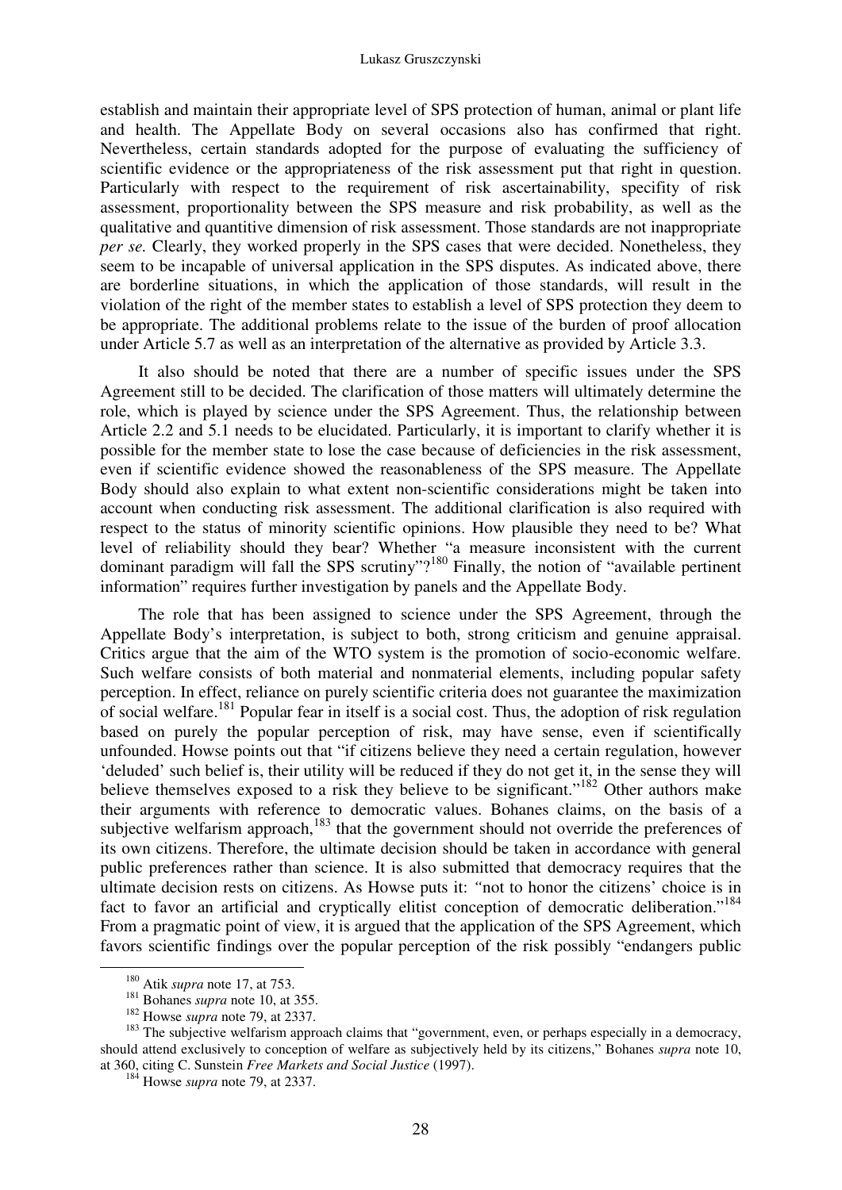establish and maintain their appropriate level of SPS protection of human, animal or plant life and health. The Appellate Body on several occasions also has confirmed that right. Nevertheless, certain standards adopted for the purpose of evaluating the sufficiency of scientific evidence or the appropriateness of the risk assessment put that right in question. Particularly with respect to the requirement of risk ascertainability, specifity of risk assessment, proportionality between the SPS measure and risk probability, as well as the qualitative and quantitive dimension of risk assessment. Those standards are not inappropriate *per se.* Clearly, they worked properly in the SPS cases that were decided. Nonetheless, they seem to be incapable of universal application in the SPS disputes. As indicated above, there are borderline situations, in which the application of those standards, will result in the violation of the right of the member states to establish a level of SPS protection they deem to be appropriate. The additional problems relate to the issue of the burden of proof allocation under Article 5.7 as well as an interpretation of the alternative as provided by Article 3.3.

It also should be noted that there are a number of specific issues under the SPS Agreement still to be decided. The clarification of those matters will ultimately determine the role, which is played by science under the SPS Agreement. Thus, the relationship between Article 2.2 and 5.1 needs to be elucidated. Particularly, it is important to clarify whether it is possible for the member state to lose the case because of deficiencies in the risk assessment, even if scientific evidence showed the reasonableness of the SPS measure. The Appellate Body should also explain to what extent non-scientific considerations might be taken into account when conducting risk assessment. The additional clarification is also required with respect to the status of minority scientific opinions. How plausible they need to be? What level of reliability should they bear? Whether "a measure inconsistent with the current dominant paradigm will fall the SPS scrutiny"?[180] Finally, the notion of "available pertinent information" requires further investigation by panels and the Appellate Body.

The role that has been assigned to science under the SPS Agreement, through the Appellate Body's interpretation, is subject to both, strong criticism and genuine appraisal. Critics argue that the aim of the WTO system is the promotion of socio-economic welfare. Such welfare consists of both material and nonmaterial elements, including popular safety perception. In effect, reliance on purely scientific criteria does not guarantee the maximization of social welfare.[181] Popular fear in itself is a social cost. Thus, the adoption of risk regulation based on purely the popular perception of risk, may have sense, even if scientifically unfounded. Howse points out that "if citizens believe they need a certain regulation, however 'deluded' such belief is, their utility will be reduced if they do not get it, in the sense they will believe themselves exposed to a risk they believe to be significant."[182] Other authors make their arguments with reference to democratic values. Bohanes claims, on the basis of a subjective welfarism approach,[183] that the government should not override the preferences of its own citizens. Therefore, the ultimate decision should be taken in accordance with general public preferences rather than science. It is also submitted that democracy requires that the ultimate decision rests on citizens. As Howse puts it: "not to honor the citizens' choice is in fact to favor an artificial and cryptically elitist conception of democratic deliberation."[184] From a pragmatic point of view, it is argued that the application of the SPS Agreement, which favors scientific findings over the popular perception of the risk possibly "endangers public

[180] Atik *supra* note 17, at 753.

[181] Bohanes *supra* note 10, at 355.

[182] Howse *supra* note 79, at 2337.

[183] The subjective welfarism approach claims that "government, even, or perhaps especially in a democracy, should attend exclusively to conception of welfare as subjectively held by its citizens," Bohanes *supra* note 10, at 360, citing C. Sunstein *Free Markets and Social Justice* (1997).

[184] Howse *supra* note 79, at 2337.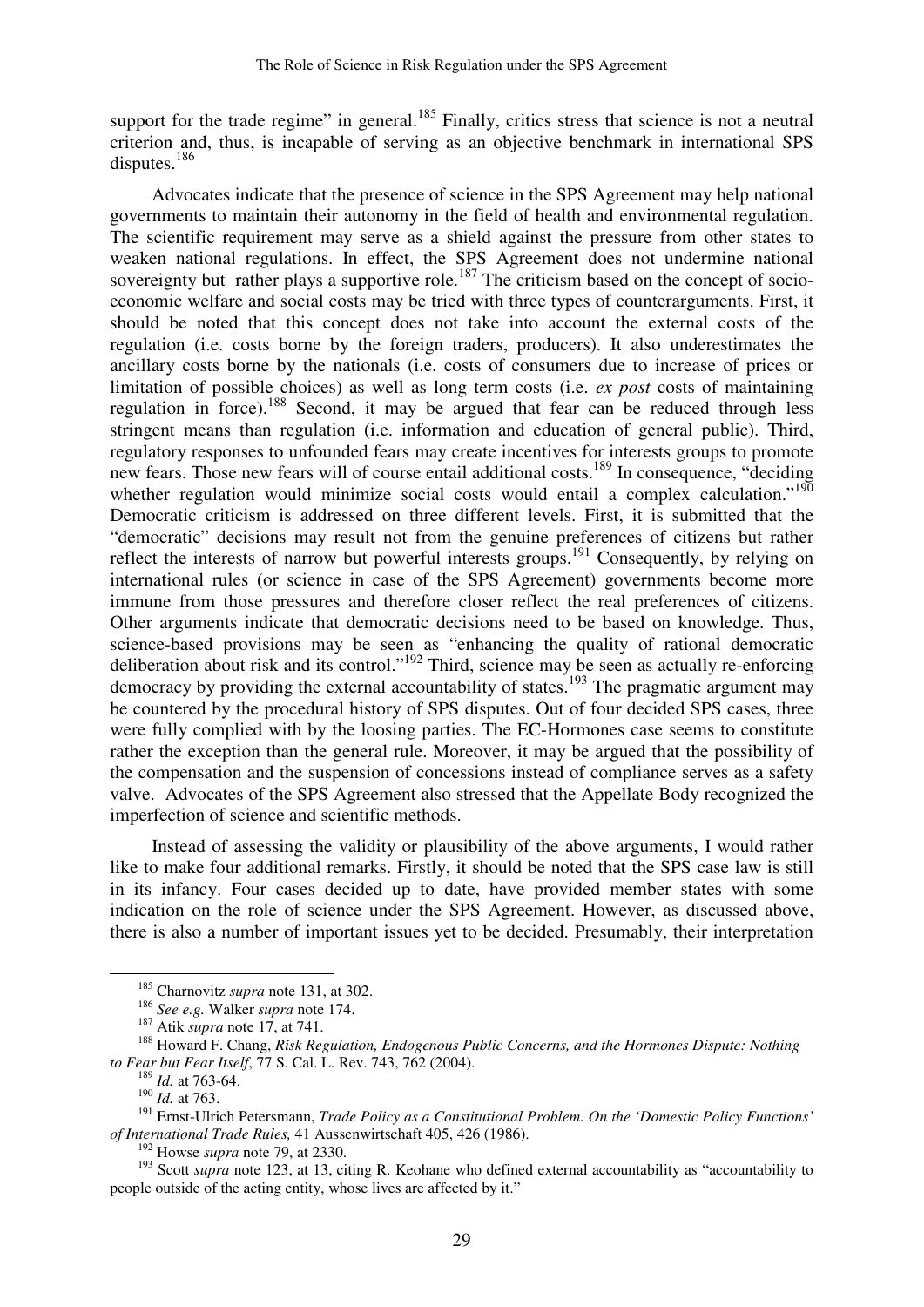support for the trade regime" in general.[185] Finally, critics stress that science is not a neutral criterion and, thus, is incapable of serving as an objective benchmark in international SPS disputes.[186]

Advocates indicate that the presence of science in the SPS Agreement may help national governments to maintain their autonomy in the field of health and environmental regulation. The scientific requirement may serve as a shield against the pressure from other states to weaken national regulations. In effect, the SPS Agreement does not undermine national sovereignty but rather plays a supportive role.[187] The criticism based on the concept of socio-economic welfare and social costs may be tried with three types of counterarguments. First, it should be noted that this concept does not take into account the external costs of the regulation (i.e. costs borne by the foreign traders, producers). It also underestimates the ancillary costs borne by the nationals (i.e. costs of consumers due to increase of prices or limitation of possible choices) as well as long term costs (i.e. *ex post* costs of maintaining regulation in force).[188] Second, it may be argued that fear can be reduced through less stringent means than regulation (i.e. information and education of general public). Third, regulatory responses to unfounded fears may create incentives for interests groups to promote new fears. Those new fears will of course entail additional costs.[189] In consequence, "deciding whether regulation would minimize social costs would entail a complex calculation."[190] Democratic criticism is addressed on three different levels. First, it is submitted that the "democratic" decisions may result not from the genuine preferences of citizens but rather reflect the interests of narrow but powerful interests groups.[191] Consequently, by relying on international rules (or science in case of the SPS Agreement) governments become more immune from those pressures and therefore closer reflect the real preferences of citizens. Other arguments indicate that democratic decisions need to be based on knowledge. Thus, science-based provisions may be seen as "enhancing the quality of rational democratic deliberation about risk and its control."[192] Third, science may be seen as actually re-enforcing democracy by providing the external accountability of states.[193] The pragmatic argument may be countered by the procedural history of SPS disputes. Out of four decided SPS cases, three were fully complied with by the loosing parties. The EC-Hormones case seems to constitute rather the exception than the general rule. Moreover, it may be argued that the possibility of the compensation and the suspension of concessions instead of compliance serves as a safety valve. Advocates of the SPS Agreement also stressed that the Appellate Body recognized the imperfection of science and scientific methods.

Instead of assessing the validity or plausibility of the above arguments, I would rather like to make four additional remarks. Firstly, it should be noted that the SPS case law is still in its infancy. Four cases decided up to date, have provided member states with some indication on the role of science under the SPS Agreement. However, as discussed above, there is also a number of important issues yet to be decided. Presumably, their interpretation

---

[185] Charnovitz *supra* note 131, at 302.

[186] *See e.g.* Walker *supra* note 174.

[187] Atik *supra* note 17, at 741.

[188] Howard F. Chang, *Risk Regulation, Endogenous Public Concerns, and the Hormones Dispute: Nothing to Fear but Fear Itself*, 77 S. Cal. L. Rev. 743, 762 (2004).

[189] *Id.* at 763-64.

[190] *Id.* at 763.

[191] Ernst-Ulrich Petersmann, *Trade Policy as a Constitutional Problem. On the 'Domestic Policy Functions' of International Trade Rules,* 41 Aussenwirtschaft 405, 426 (1986).

[192] Howse *supra* note 79, at 2330.

[193] Scott *supra* note 123, at 13, citing R. Keohane who defined external accountability as "accountability to people outside of the acting entity, whose lives are affected by it."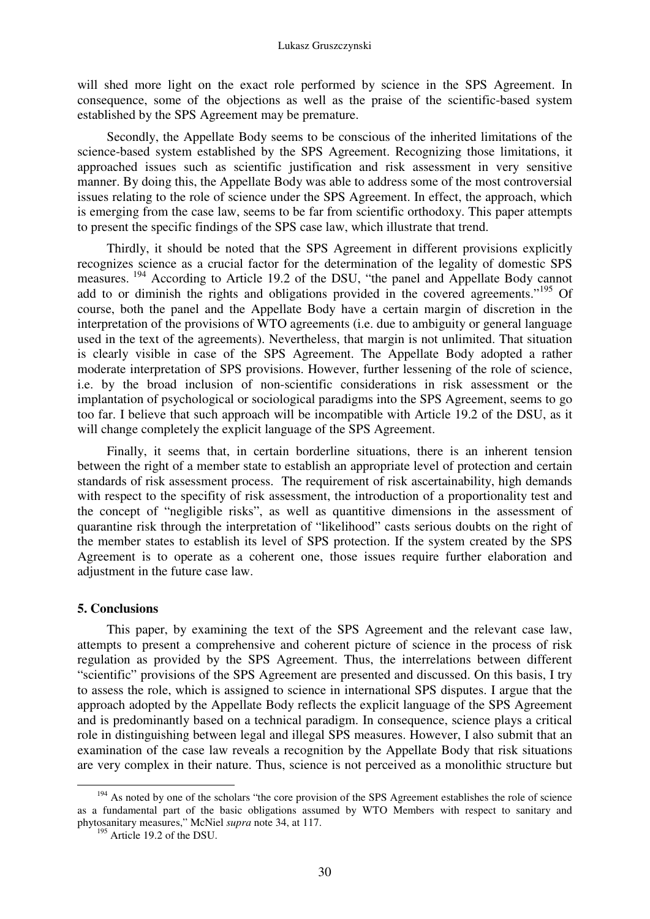will shed more light on the exact role performed by science in the SPS Agreement. In consequence, some of the objections as well as the praise of the scientific-based system established by the SPS Agreement may be premature.

Secondly, the Appellate Body seems to be conscious of the inherited limitations of the science-based system established by the SPS Agreement. Recognizing those limitations, it approached issues such as scientific justification and risk assessment in very sensitive manner. By doing this, the Appellate Body was able to address some of the most controversial issues relating to the role of science under the SPS Agreement. In effect, the approach, which is emerging from the case law, seems to be far from scientific orthodoxy. This paper attempts to present the specific findings of the SPS case law, which illustrate that trend.

Thirdly, it should be noted that the SPS Agreement in different provisions explicitly recognizes science as a crucial factor for the determination of the legality of domestic SPS measures. [194] According to Article 19.2 of the DSU, "the panel and Appellate Body cannot add to or diminish the rights and obligations provided in the covered agreements."[195] Of course, both the panel and the Appellate Body have a certain margin of discretion in the interpretation of the provisions of WTO agreements (i.e. due to ambiguity or general language used in the text of the agreements). Nevertheless, that margin is not unlimited. That situation is clearly visible in case of the SPS Agreement. The Appellate Body adopted a rather moderate interpretation of SPS provisions. However, further lessening of the role of science, i.e. by the broad inclusion of non-scientific considerations in risk assessment or the implantation of psychological or sociological paradigms into the SPS Agreement, seems to go too far. I believe that such approach will be incompatible with Article 19.2 of the DSU, as it will change completely the explicit language of the SPS Agreement.

Finally, it seems that, in certain borderline situations, there is an inherent tension between the right of a member state to establish an appropriate level of protection and certain standards of risk assessment process. The requirement of risk ascertainability, high demands with respect to the specifity of risk assessment, the introduction of a proportionality test and the concept of "negligible risks", as well as quantitive dimensions in the assessment of quarantine risk through the interpretation of "likelihood" casts serious doubts on the right of the member states to establish its level of SPS protection. If the system created by the SPS Agreement is to operate as a coherent one, those issues require further elaboration and adjustment in the future case law.

## 5. Conclusions

This paper, by examining the text of the SPS Agreement and the relevant case law, attempts to present a comprehensive and coherent picture of science in the process of risk regulation as provided by the SPS Agreement. Thus, the interrelations between different "scientific" provisions of the SPS Agreement are presented and discussed. On this basis, I try to assess the role, which is assigned to science in international SPS disputes. I argue that the approach adopted by the Appellate Body reflects the explicit language of the SPS Agreement and is predominantly based on a technical paradigm. In consequence, science plays a critical role in distinguishing between legal and illegal SPS measures. However, I also submit that an examination of the case law reveals a recognition by the Appellate Body that risk situations are very complex in their nature. Thus, science is not perceived as a monolithic structure but

---

[194] As noted by one of the scholars "the core provision of the SPS Agreement establishes the role of science as a fundamental part of the basic obligations assumed by WTO Members with respect to sanitary and phytosanitary measures," McNiel *supra* note 34, at 117.

[195] Article 19.2 of the DSU.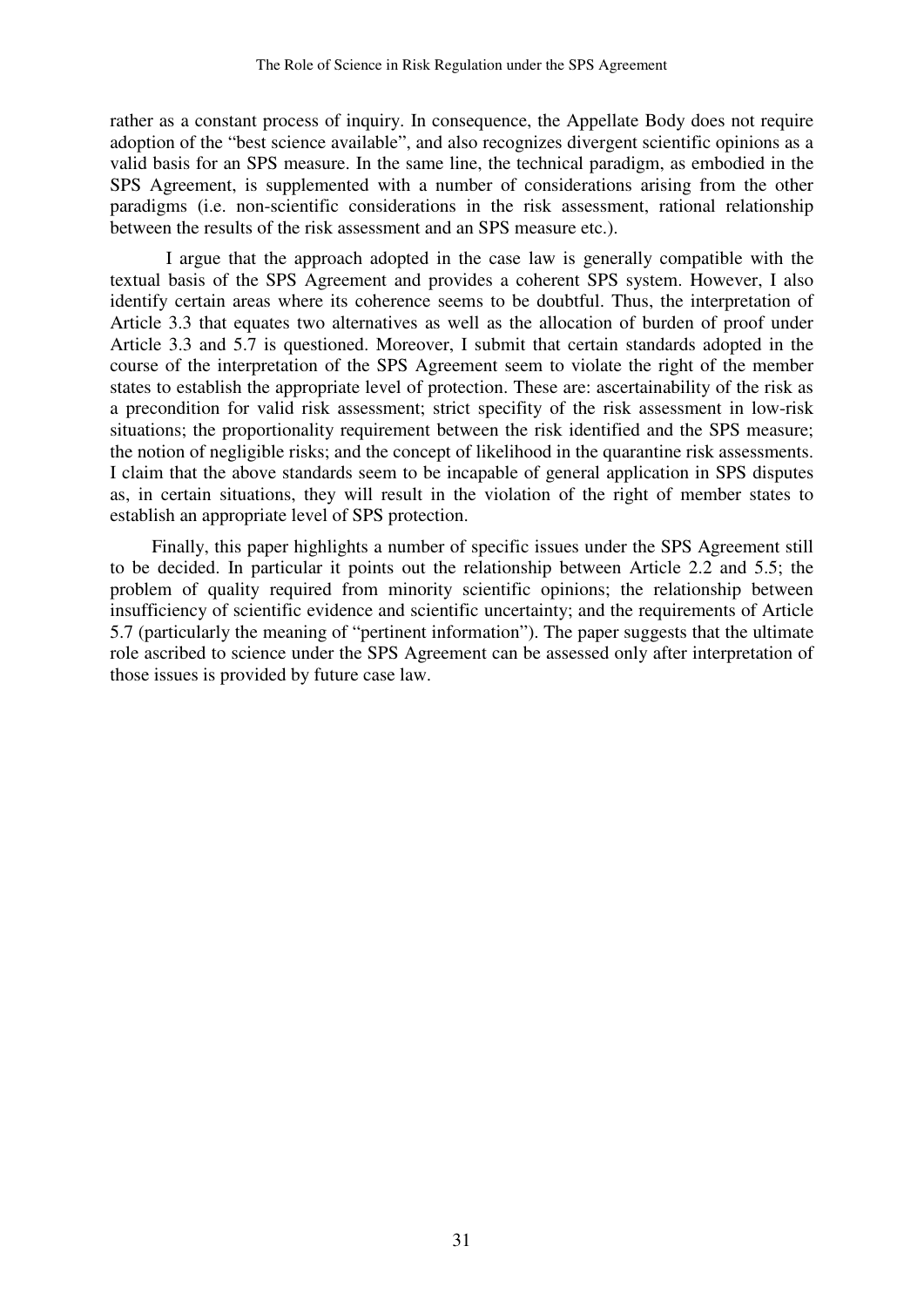rather as a constant process of inquiry. In consequence, the Appellate Body does not require adoption of the "best science available", and also recognizes divergent scientific opinions as a valid basis for an SPS measure. In the same line, the technical paradigm, as embodied in the SPS Agreement, is supplemented with a number of considerations arising from the other paradigms (i.e. non-scientific considerations in the risk assessment, rational relationship between the results of the risk assessment and an SPS measure etc.).

I argue that the approach adopted in the case law is generally compatible with the textual basis of the SPS Agreement and provides a coherent SPS system. However, I also identify certain areas where its coherence seems to be doubtful. Thus, the interpretation of Article 3.3 that equates two alternatives as well as the allocation of burden of proof under Article 3.3 and 5.7 is questioned. Moreover, I submit that certain standards adopted in the course of the interpretation of the SPS Agreement seem to violate the right of the member states to establish the appropriate level of protection. These are: ascertainability of the risk as a precondition for valid risk assessment; strict specifity of the risk assessment in low-risk situations; the proportionality requirement between the risk identified and the SPS measure; the notion of negligible risks; and the concept of likelihood in the quarantine risk assessments. I claim that the above standards seem to be incapable of general application in SPS disputes as, in certain situations, they will result in the violation of the right of member states to establish an appropriate level of SPS protection.

Finally, this paper highlights a number of specific issues under the SPS Agreement still to be decided. In particular it points out the relationship between Article 2.2 and 5.5; the problem of quality required from minority scientific opinions; the relationship between insufficiency of scientific evidence and scientific uncertainty; and the requirements of Article 5.7 (particularly the meaning of "pertinent information"). The paper suggests that the ultimate role ascribed to science under the SPS Agreement can be assessed only after interpretation of those issues is provided by future case law.